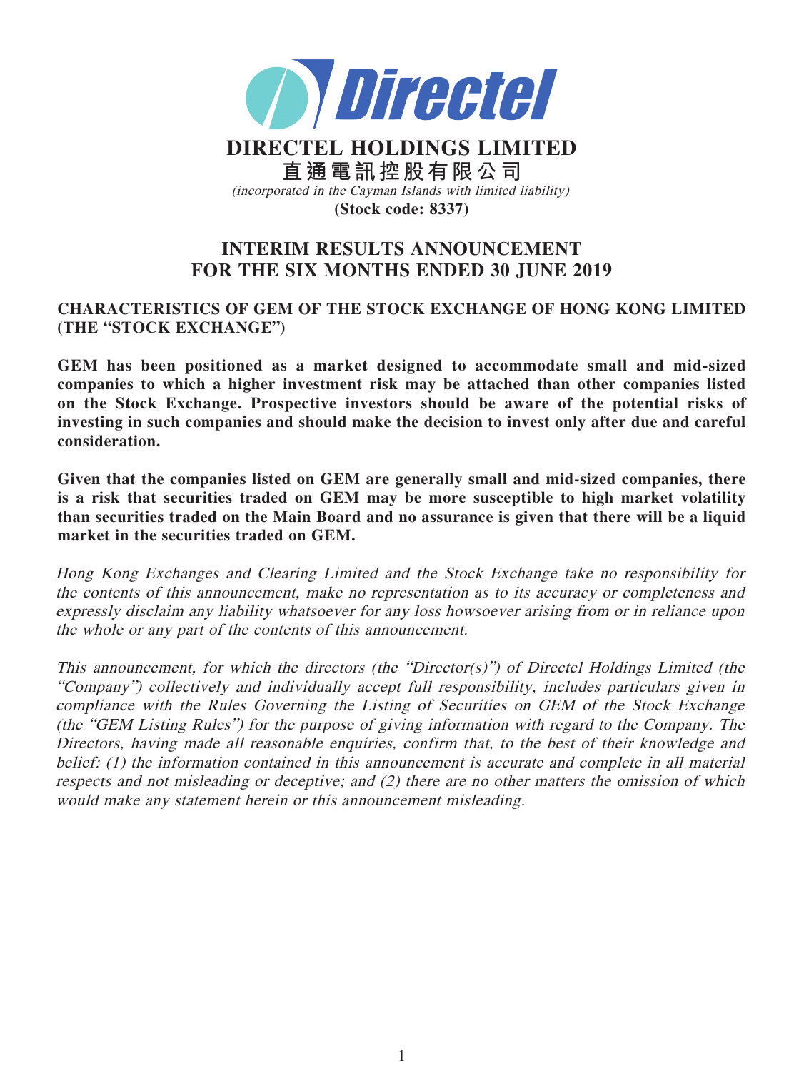# DIRECTEL HOLDINGS LIMITED

**直通電訊控股有限公司**

*(incorporated in the Cayman Islands with limited liability)*

**(Stock code: 8337)**

## INTERIM RESULTS ANNOUNCEMENT FOR THE SIX MONTHS ENDED 30 JUNE 2019

### CHARACTERISTICS OF GEM OF THE STOCK EXCHANGE OF HONG KONG LIMITED (THE "STOCK EXCHANGE")

**GEM has been positioned as a market designed to accommodate small and mid-sized companies to which a higher investment risk may be attached than other companies listed on the Stock Exchange. Prospective investors should be aware of the potential risks of investing in such companies and should make the decision to invest only after due and careful consideration.**

**Given that the companies listed on GEM are generally small and mid-sized companies, there is a risk that securities traded on GEM may be more susceptible to high market volatility than securities traded on the Main Board and no assurance is given that there will be a liquid market in the securities traded on GEM.**

*Hong Kong Exchanges and Clearing Limited and the Stock Exchange take no responsibility for the contents of this announcement, make no representation as to its accuracy or completeness and expressly disclaim any liability whatsoever for any loss howsoever arising from or in reliance upon the whole or any part of the contents of this announcement.*

*This announcement, for which the directors (the "Director(s)") of Directel Holdings Limited (the "Company") collectively and individually accept full responsibility, includes particulars given in compliance with the Rules Governing the Listing of Securities on GEM of the Stock Exchange (the "GEM Listing Rules") for the purpose of giving information with regard to the Company. The Directors, having made all reasonable enquiries, confirm that, to the best of their knowledge and belief: (1) the information contained in this announcement is accurate and complete in all material respects and not misleading or deceptive; and (2) there are no other matters the omission of which would make any statement herein or this announcement misleading.*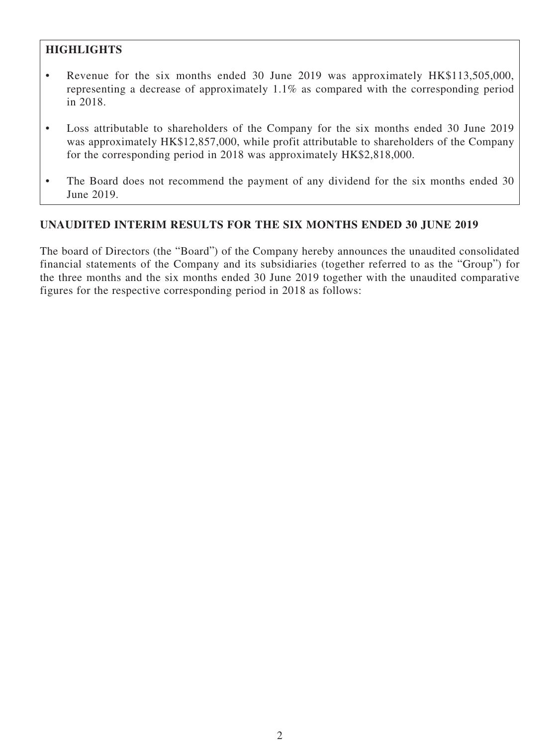## HIGHLIGHTS

- Revenue for the six months ended 30 June 2019 was approximately HK$113,505,000, representing a decrease of approximately 1.1% as compared with the corresponding period in 2018.
- Loss attributable to shareholders of the Company for the six months ended 30 June 2019 was approximately HK$12,857,000, while profit attributable to shareholders of the Company for the corresponding period in 2018 was approximately HK$2,818,000.
- The Board does not recommend the payment of any dividend for the six months ended 30 June 2019.

## UNAUDITED INTERIM RESULTS FOR THE SIX MONTHS ENDED 30 JUNE 2019

The board of Directors (the "Board") of the Company hereby announces the unaudited consolidated financial statements of the Company and its subsidiaries (together referred to as the "Group") for the three months and the six months ended 30 June 2019 together with the unaudited comparative figures for the respective corresponding period in 2018 as follows: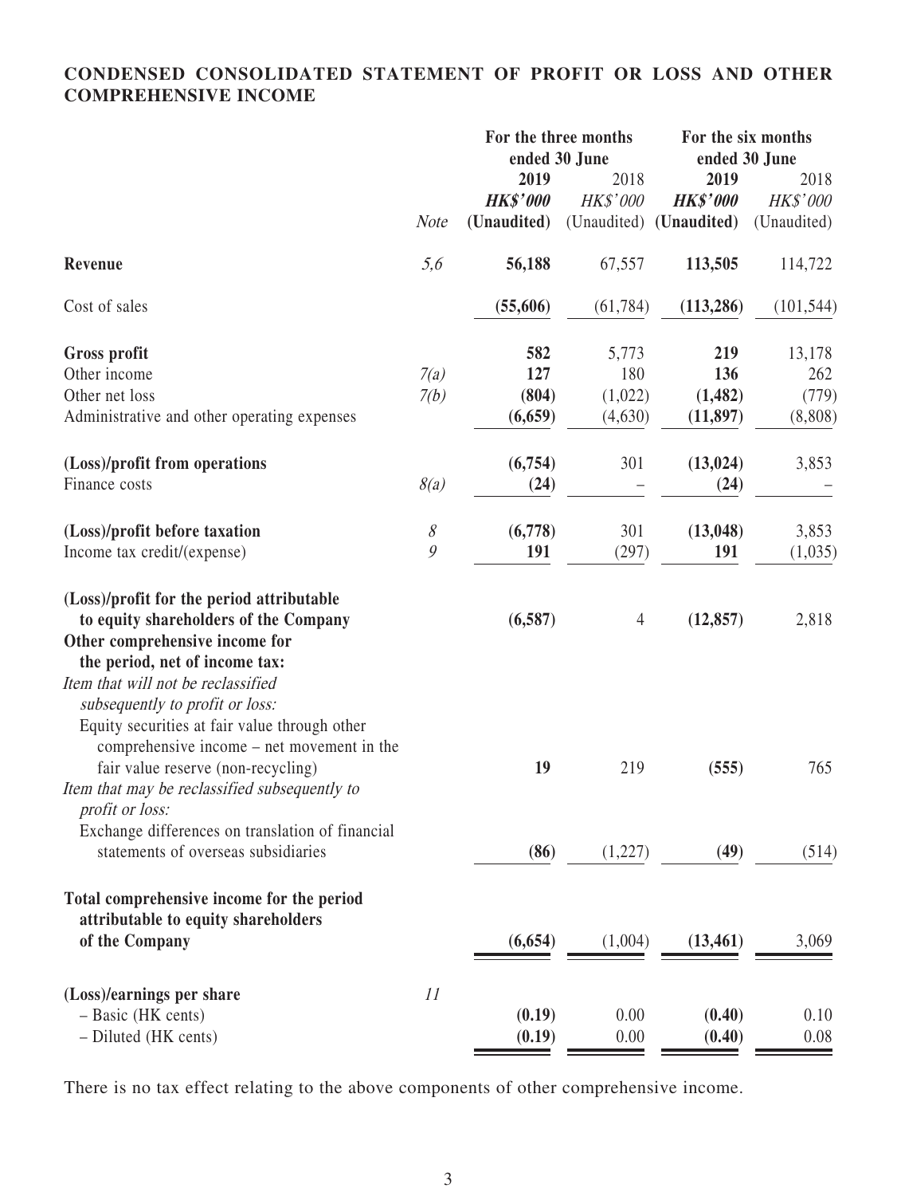## CONDENSED CONSOLIDATED STATEMENT OF PROFIT OR LOSS AND OTHER COMPREHENSIVE INCOME

| | *Note* | For the three months ended 30 June | | For the six months ended 30 June | |
|---|---|---|---|---|---|
| | | **2019** | 2018 | **2019** | 2018 |
| | | ***HK$'000*** | *HK$'000* | ***HK$'000*** | *HK$'000* |
| | | **(Unaudited)** | (Unaudited) | **(Unaudited)** | (Unaudited) |
| **Revenue** | *5,6* | **56,188** | 67,557 | **113,505** | 114,722 |
| Cost of sales | | **(55,606)** | (61,784) | **(113,286)** | (101,544) |
| **Gross profit** | | **582** | 5,773 | **219** | 13,178 |
| Other income | *7(a)* | **127** | 180 | **136** | 262 |
| Other net loss | *7(b)* | **(804)** | (1,022) | **(1,482)** | (779) |
| Administrative and other operating expenses | | **(6,659)** | (4,630) | **(11,897)** | (8,808) |
| **(Loss)/profit from operations** | | **(6,754)** | 301 | **(13,024)** | 3,853 |
| Finance costs | *8(a)* | **(24)** | – | **(24)** | – |
| **(Loss)/profit before taxation** | *8* | **(6,778)** | 301 | **(13,048)** | 3,853 |
| Income tax credit/(expense) | *9* | **191** | (297) | **191** | (1,035) |
| **(Loss)/profit for the period attributable to equity shareholders of the Company** | | **(6,587)** | 4 | **(12,857)** | 2,818 |
| **Other comprehensive income for the period, net of income tax:** | | | | | |
| *Item that will not be reclassified subsequently to profit or loss:* | | | | | |
| Equity securities at fair value through other comprehensive income – net movement in the fair value reserve (non-recycling) | | **19** | 219 | **(555)** | 765 |
| *Item that may be reclassified subsequently to profit or loss:* | | | | | |
| Exchange differences on translation of financial statements of overseas subsidiaries | | **(86)** | (1,227) | **(49)** | (514) |
| **Total comprehensive income for the period attributable to equity shareholders of the Company** | | **(6,654)** | (1,004) | **(13,461)** | 3,069 |
| **(Loss)/earnings per share** | *11* | | | | |
| – Basic (HK cents) | | **(0.19)** | 0.00 | **(0.40)** | 0.10 |
| – Diluted (HK cents) | | **(0.19)** | 0.00 | **(0.40)** | 0.08 |

There is no tax effect relating to the above components of other comprehensive income.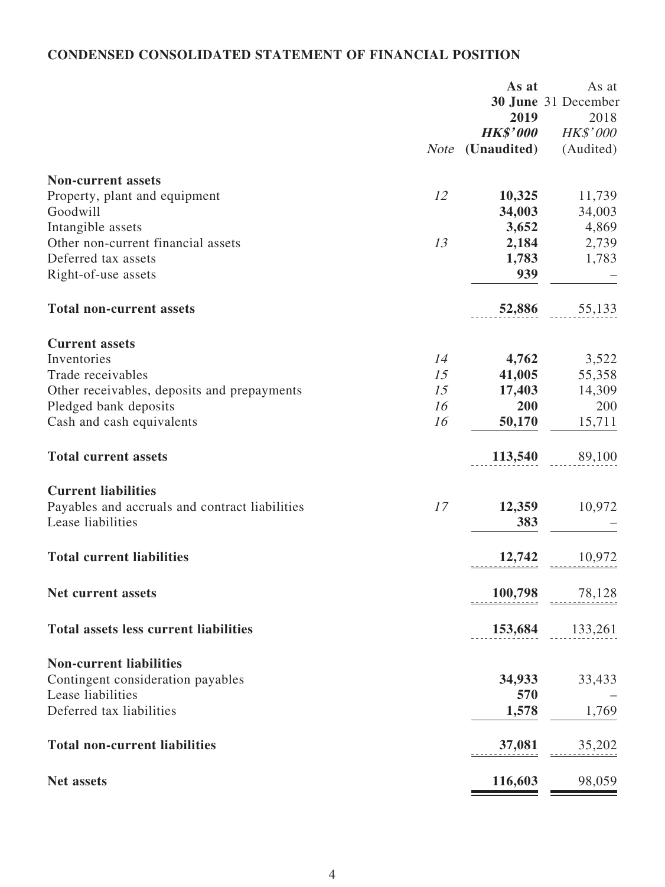## CONDENSED CONSOLIDATED STATEMENT OF FINANCIAL POSITION

| | Note | As at 30 June 2019 HK$'000 (Unaudited) | As at 31 December 2018 HK$'000 (Audited) |
|---|---|---|---|
| **Non-current assets** | | | |
| Property, plant and equipment | 12 | **10,325** | 11,739 |
| Goodwill | | **34,003** | 34,003 |
| Intangible assets | | **3,652** | 4,869 |
| Other non-current financial assets | 13 | **2,184** | 2,739 |
| Deferred tax assets | | **1,783** | 1,783 |
| Right-of-use assets | | **939** | – |
| **Total non-current assets** | | **52,886** | 55,133 |
| **Current assets** | | | |
| Inventories | 14 | **4,762** | 3,522 |
| Trade receivables | 15 | **41,005** | 55,358 |
| Other receivables, deposits and prepayments | 15 | **17,403** | 14,309 |
| Pledged bank deposits | 16 | **200** | 200 |
| Cash and cash equivalents | 16 | **50,170** | 15,711 |
| **Total current assets** | | **113,540** | 89,100 |
| **Current liabilities** | | | |
| Payables and accruals and contract liabilities | 17 | **12,359** | 10,972 |
| Lease liabilities | | **383** | – |
| **Total current liabilities** | | **12,742** | 10,972 |
| **Net current assets** | | **100,798** | 78,128 |
| **Total assets less current liabilities** | | **153,684** | 133,261 |
| **Non-current liabilities** | | | |
| Contingent consideration payables | | **34,933** | 33,433 |
| Lease liabilities | | **570** | – |
| Deferred tax liabilities | | **1,578** | 1,769 |
| **Total non-current liabilities** | | **37,081** | 35,202 |
| **Net assets** | | **116,603** | 98,059 |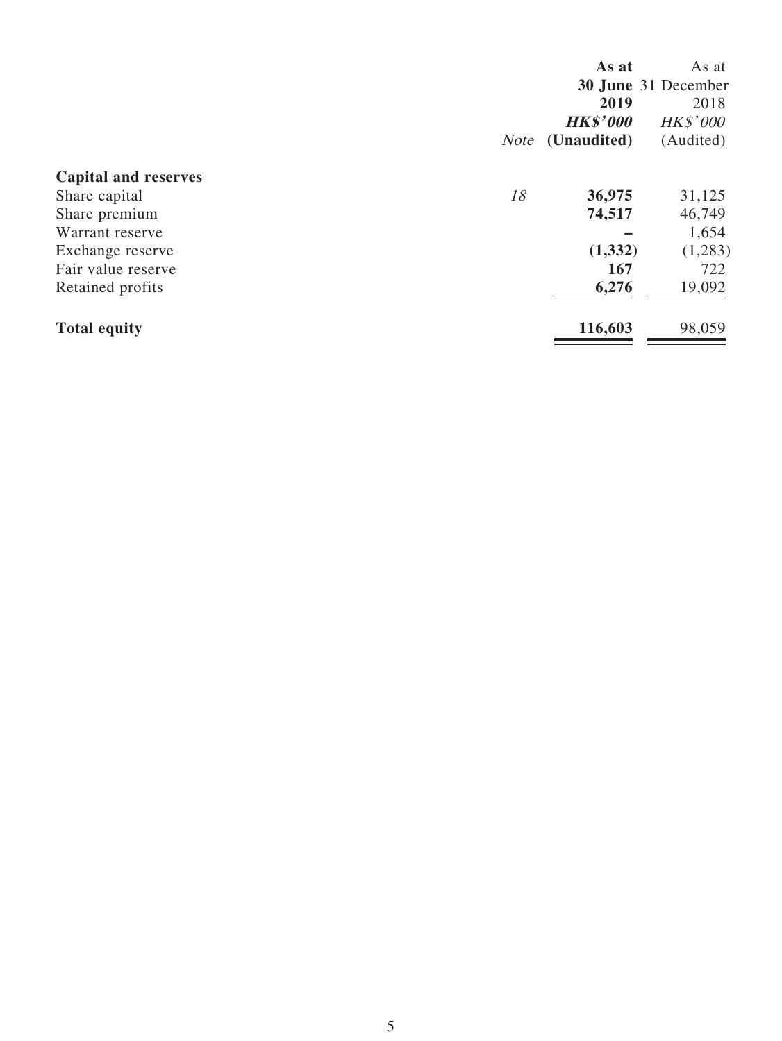| | Note | As at 30 June 2019 HK$'000 (Unaudited) | As at 31 December 2018 HK$'000 (Audited) |
|---|---|---|---|
| **Capital and reserves** | | | |
| Share capital | 18 | **36,975** | 31,125 |
| Share premium | | **74,517** | 46,749 |
| Warrant reserve | | **–** | 1,654 |
| Exchange reserve | | **(1,332)** | (1,283) |
| Fair value reserve | | **167** | 722 |
| Retained profits | | **6,276** | 19,092 |
| **Total equity** | | **116,603** | 98,059 |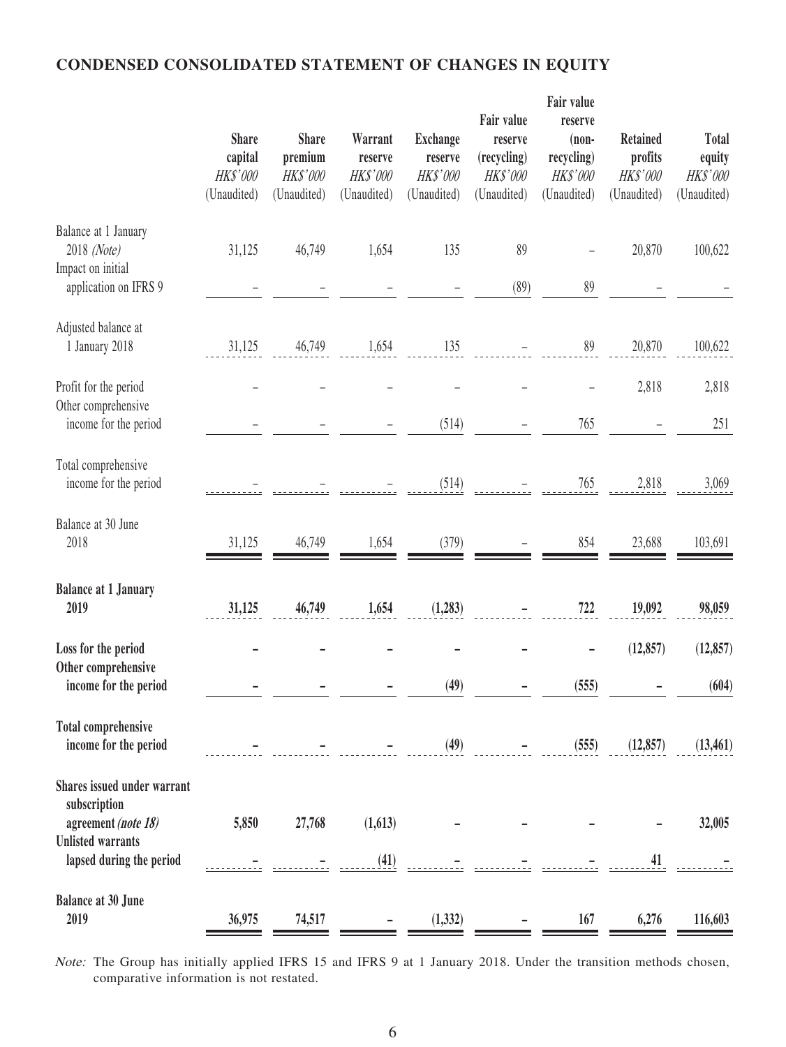## CONDENSED CONSOLIDATED STATEMENT OF CHANGES IN EQUITY

| | Share capital HK$'000 (Unaudited) | Share premium HK$'000 (Unaudited) | Warrant reserve HK$'000 (Unaudited) | Exchange reserve HK$'000 (Unaudited) | Fair value reserve (recycling) HK$'000 (Unaudited) | Fair value reserve (non-recycling) HK$'000 (Unaudited) | Retained profits HK$'000 (Unaudited) | Total equity HK$'000 (Unaudited) |
|---|---|---|---|---|---|---|---|---|
| Balance at 1 January 2018 *(Note)* | 31,125 | 46,749 | 1,654 | 135 | 89 | – | 20,870 | 100,622 |
| Impact on initial application on IFRS 9 | – | – | – | – | (89) | 89 | – | – |
| Adjusted balance at 1 January 2018 | 31,125 | 46,749 | 1,654 | 135 | – | 89 | 20,870 | 100,622 |
| Profit for the period | – | – | – | – | – | – | 2,818 | 2,818 |
| Other comprehensive income for the period | – | – | – | (514) | – | 765 | – | 251 |
| Total comprehensive income for the period | – | – | – | (514) | – | 765 | 2,818 | 3,069 |
| Balance at 30 June 2018 | 31,125 | 46,749 | 1,654 | (379) | – | 854 | 23,688 | 103,691 |
| **Balance at 1 January 2019** | **31,125** | **46,749** | **1,654** | **(1,283)** | **–** | **722** | **19,092** | **98,059** |
| **Loss for the period** | **–** | **–** | **–** | **–** | **–** | **–** | **(12,857)** | **(12,857)** |
| **Other comprehensive income for the period** | **–** | **–** | **–** | **(49)** | **–** | **(555)** | **–** | **(604)** |
| **Total comprehensive income for the period** | **–** | **–** | **–** | **(49)** | **–** | **(555)** | **(12,857)** | **(13,461)** |
| **Shares issued under warrant subscription agreement *(note 18)*** | **5,850** | **27,768** | **(1,613)** | **–** | **–** | **–** | **–** | **32,005** |
| **Unlisted warrants lapsed during the period** | **–** | **–** | **(41)** | **–** | **–** | **–** | **41** | **–** |
| **Balance at 30 June 2019** | **36,975** | **74,517** | **–** | **(1,332)** | **–** | **167** | **6,276** | **116,603** |

*Note:* The Group has initially applied IFRS 15 and IFRS 9 at 1 January 2018. Under the transition methods chosen, comparative information is not restated.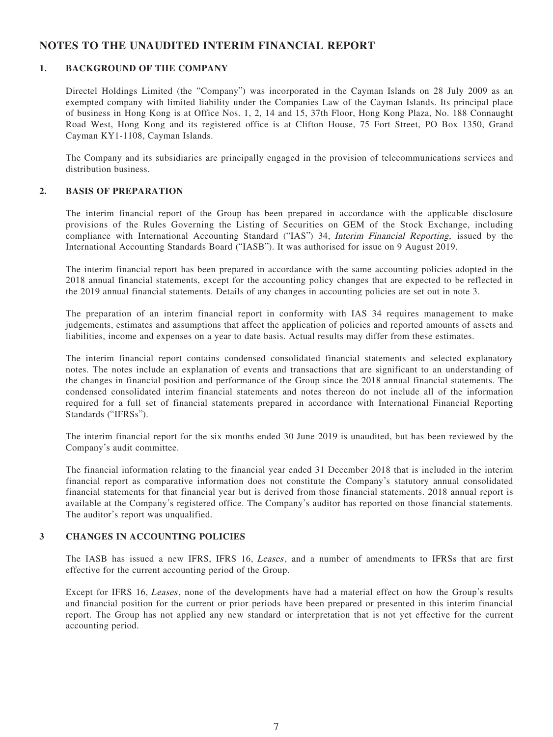## NOTES TO THE UNAUDITED INTERIM FINANCIAL REPORT

### 1. BACKGROUND OF THE COMPANY

Directel Holdings Limited (the "Company") was incorporated in the Cayman Islands on 28 July 2009 as an exempted company with limited liability under the Companies Law of the Cayman Islands. Its principal place of business in Hong Kong is at Office Nos. 1, 2, 14 and 15, 37th Floor, Hong Kong Plaza, No. 188 Connaught Road West, Hong Kong and its registered office is at Clifton House, 75 Fort Street, PO Box 1350, Grand Cayman KY1-1108, Cayman Islands.

The Company and its subsidiaries are principally engaged in the provision of telecommunications services and distribution business.

### 2. BASIS OF PREPARATION

The interim financial report of the Group has been prepared in accordance with the applicable disclosure provisions of the Rules Governing the Listing of Securities on GEM of the Stock Exchange, including compliance with International Accounting Standard ("IAS") 34, *Interim Financial Reporting,* issued by the International Accounting Standards Board ("IASB"). It was authorised for issue on 9 August 2019.

The interim financial report has been prepared in accordance with the same accounting policies adopted in the 2018 annual financial statements, except for the accounting policy changes that are expected to be reflected in the 2019 annual financial statements. Details of any changes in accounting policies are set out in note 3.

The preparation of an interim financial report in conformity with IAS 34 requires management to make judgements, estimates and assumptions that affect the application of policies and reported amounts of assets and liabilities, income and expenses on a year to date basis. Actual results may differ from these estimates.

The interim financial report contains condensed consolidated financial statements and selected explanatory notes. The notes include an explanation of events and transactions that are significant to an understanding of the changes in financial position and performance of the Group since the 2018 annual financial statements. The condensed consolidated interim financial statements and notes thereon do not include all of the information required for a full set of financial statements prepared in accordance with International Financial Reporting Standards ("IFRSs").

The interim financial report for the six months ended 30 June 2019 is unaudited, but has been reviewed by the Company's audit committee.

The financial information relating to the financial year ended 31 December 2018 that is included in the interim financial report as comparative information does not constitute the Company's statutory annual consolidated financial statements for that financial year but is derived from those financial statements. 2018 annual report is available at the Company's registered office. The Company's auditor has reported on those financial statements. The auditor's report was unqualified.

### 3 CHANGES IN ACCOUNTING POLICIES

The IASB has issued a new IFRS, IFRS 16, *Leases*, and a number of amendments to IFRSs that are first effective for the current accounting period of the Group.

Except for IFRS 16, *Leases*, none of the developments have had a material effect on how the Group's results and financial position for the current or prior periods have been prepared or presented in this interim financial report. The Group has not applied any new standard or interpretation that is not yet effective for the current accounting period.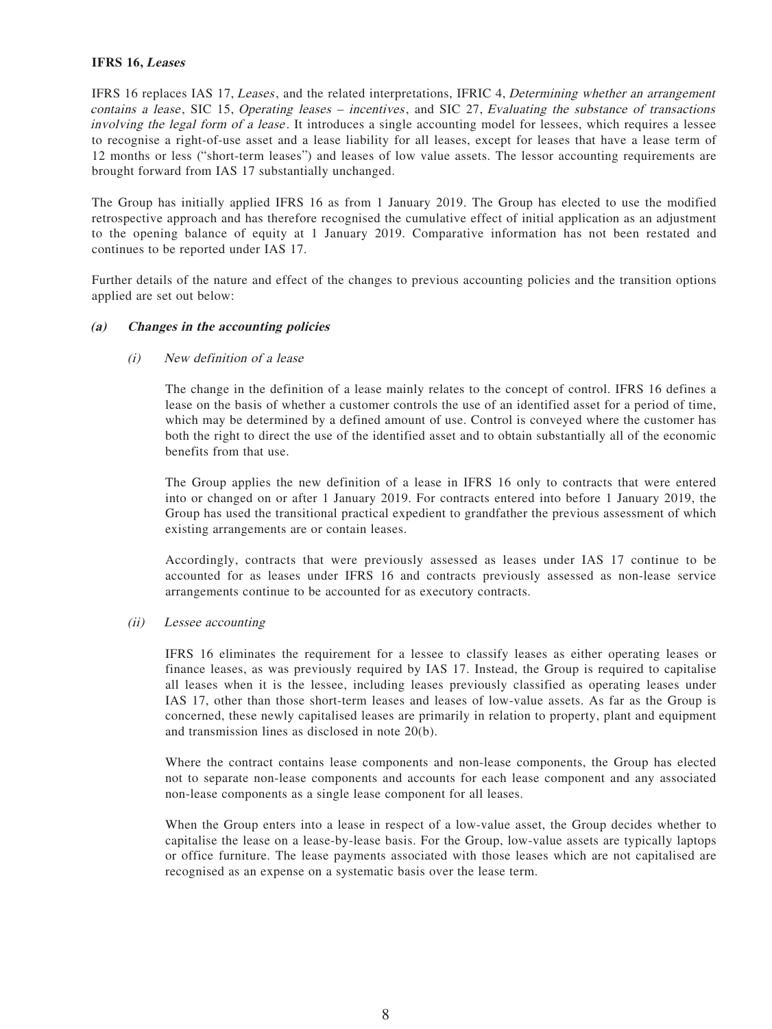**IFRS 16, *Leases***

IFRS 16 replaces IAS 17, *Leases*, and the related interpretations, IFRIC 4, *Determining whether an arrangement contains a lease*, SIC 15, *Operating leases – incentives*, and SIC 27, *Evaluating the substance of transactions involving the legal form of a lease*. It introduces a single accounting model for lessees, which requires a lessee to recognise a right-of-use asset and a lease liability for all leases, except for leases that have a lease term of 12 months or less ("short-term leases") and leases of low value assets. The lessor accounting requirements are brought forward from IAS 17 substantially unchanged.

The Group has initially applied IFRS 16 as from 1 January 2019. The Group has elected to use the modified retrospective approach and has therefore recognised the cumulative effect of initial application as an adjustment to the opening balance of equity at 1 January 2019. Comparative information has not been restated and continues to be reported under IAS 17.

Further details of the nature and effect of the changes to previous accounting policies and the transition options applied are set out below:

***(a) Changes in the accounting policies***

*(i) New definition of a lease*

The change in the definition of a lease mainly relates to the concept of control. IFRS 16 defines a lease on the basis of whether a customer controls the use of an identified asset for a period of time, which may be determined by a defined amount of use. Control is conveyed where the customer has both the right to direct the use of the identified asset and to obtain substantially all of the economic benefits from that use.

The Group applies the new definition of a lease in IFRS 16 only to contracts that were entered into or changed on or after 1 January 2019. For contracts entered into before 1 January 2019, the Group has used the transitional practical expedient to grandfather the previous assessment of which existing arrangements are or contain leases.

Accordingly, contracts that were previously assessed as leases under IAS 17 continue to be accounted for as leases under IFRS 16 and contracts previously assessed as non-lease service arrangements continue to be accounted for as executory contracts.

*(ii) Lessee accounting*

IFRS 16 eliminates the requirement for a lessee to classify leases as either operating leases or finance leases, as was previously required by IAS 17. Instead, the Group is required to capitalise all leases when it is the lessee, including leases previously classified as operating leases under IAS 17, other than those short-term leases and leases of low-value assets. As far as the Group is concerned, these newly capitalised leases are primarily in relation to property, plant and equipment and transmission lines as disclosed in note 20(b).

Where the contract contains lease components and non-lease components, the Group has elected not to separate non-lease components and accounts for each lease component and any associated non-lease components as a single lease component for all leases.

When the Group enters into a lease in respect of a low-value asset, the Group decides whether to capitalise the lease on a lease-by-lease basis. For the Group, low-value assets are typically laptops or office furniture. The lease payments associated with those leases which are not capitalised are recognised as an expense on a systematic basis over the lease term.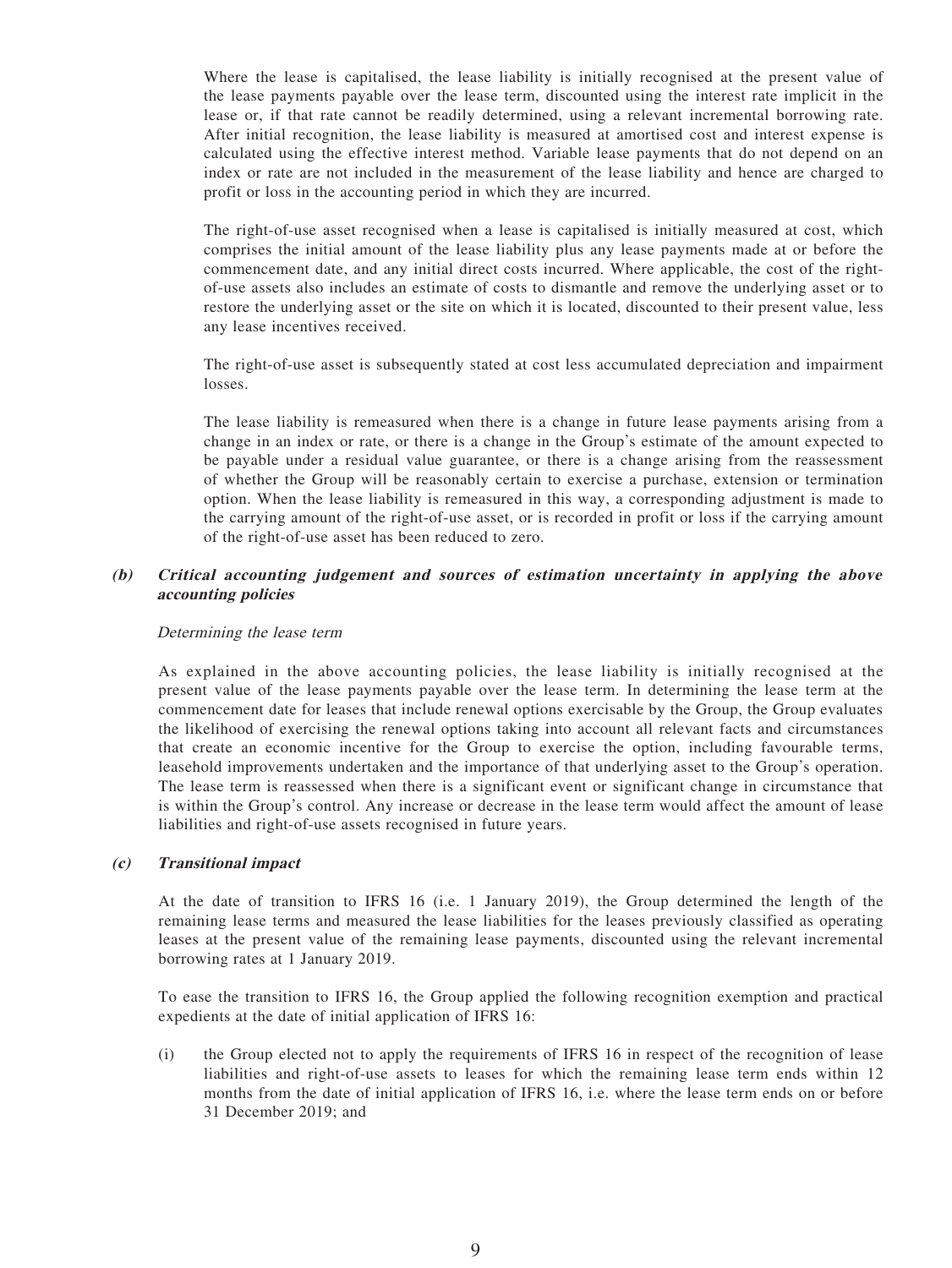Where the lease is capitalised, the lease liability is initially recognised at the present value of the lease payments payable over the lease term, discounted using the interest rate implicit in the lease or, if that rate cannot be readily determined, using a relevant incremental borrowing rate. After initial recognition, the lease liability is measured at amortised cost and interest expense is calculated using the effective interest method. Variable lease payments that do not depend on an index or rate are not included in the measurement of the lease liability and hence are charged to profit or loss in the accounting period in which they are incurred.

The right-of-use asset recognised when a lease is capitalised is initially measured at cost, which comprises the initial amount of the lease liability plus any lease payments made at or before the commencement date, and any initial direct costs incurred. Where applicable, the cost of the right-of-use assets also includes an estimate of costs to dismantle and remove the underlying asset or to restore the underlying asset or the site on which it is located, discounted to their present value, less any lease incentives received.

The right-of-use asset is subsequently stated at cost less accumulated depreciation and impairment losses.

The lease liability is remeasured when there is a change in future lease payments arising from a change in an index or rate, or there is a change in the Group's estimate of the amount expected to be payable under a residual value guarantee, or there is a change arising from the reassessment of whether the Group will be reasonably certain to exercise a purchase, extension or termination option. When the lease liability is remeasured in this way, a corresponding adjustment is made to the carrying amount of the right-of-use asset, or is recorded in profit or loss if the carrying amount of the right-of-use asset has been reduced to zero.

### *(b) Critical accounting judgement and sources of estimation uncertainty in applying the above accounting policies*

*Determining the lease term*

As explained in the above accounting policies, the lease liability is initially recognised at the present value of the lease payments payable over the lease term. In determining the lease term at the commencement date for leases that include renewal options exercisable by the Group, the Group evaluates the likelihood of exercising the renewal options taking into account all relevant facts and circumstances that create an economic incentive for the Group to exercise the option, including favourable terms, leasehold improvements undertaken and the importance of that underlying asset to the Group's operation. The lease term is reassessed when there is a significant event or significant change in circumstance that is within the Group's control. Any increase or decrease in the lease term would affect the amount of lease liabilities and right-of-use assets recognised in future years.

### *(c) Transitional impact*

At the date of transition to IFRS 16 (i.e. 1 January 2019), the Group determined the length of the remaining lease terms and measured the lease liabilities for the leases previously classified as operating leases at the present value of the remaining lease payments, discounted using the relevant incremental borrowing rates at 1 January 2019.

To ease the transition to IFRS 16, the Group applied the following recognition exemption and practical expedients at the date of initial application of IFRS 16:

(i) the Group elected not to apply the requirements of IFRS 16 in respect of the recognition of lease liabilities and right-of-use assets to leases for which the remaining lease term ends within 12 months from the date of initial application of IFRS 16, i.e. where the lease term ends on or before 31 December 2019; and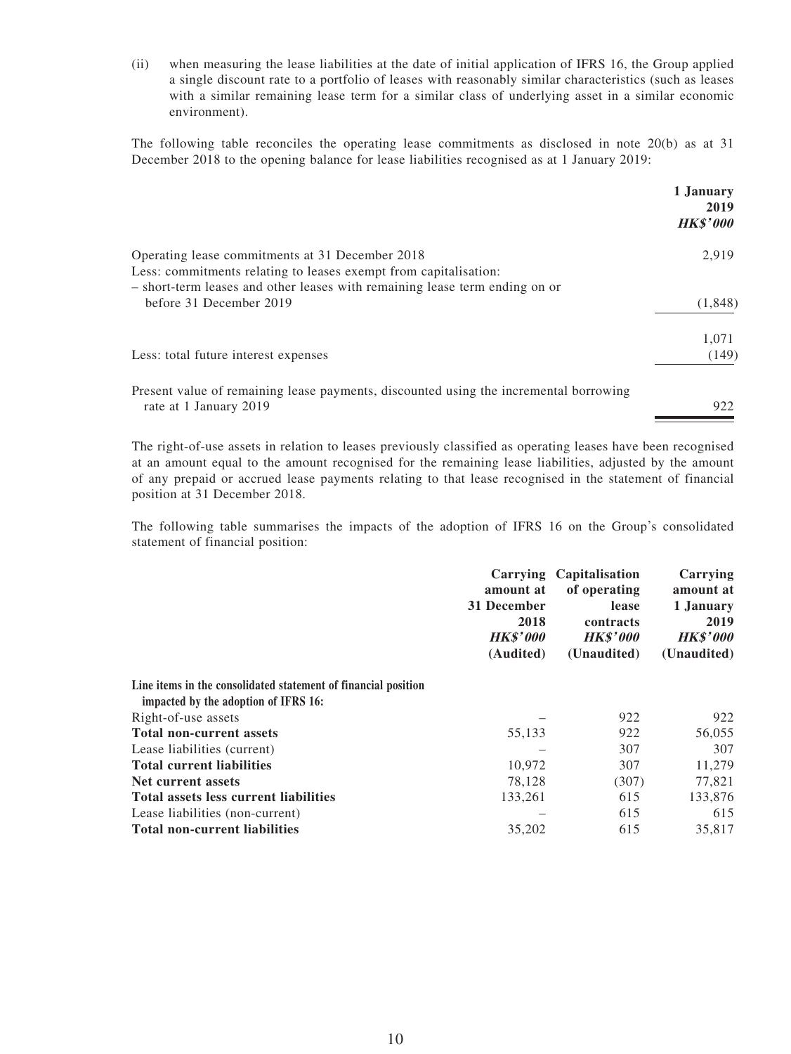(ii) when measuring the lease liabilities at the date of initial application of IFRS 16, the Group applied a single discount rate to a portfolio of leases with reasonably similar characteristics (such as leases with a similar remaining lease term for a similar class of underlying asset in a similar economic environment).

The following table reconciles the operating lease commitments as disclosed in note 20(b) as at 31 December 2018 to the opening balance for lease liabilities recognised as at 1 January 2019:

| | 1 January 2019 *HK$'000* |
|---|---|
| Operating lease commitments at 31 December 2018 | 2,919 |
| Less: commitments relating to leases exempt from capitalisation: | |
| – short-term leases and other leases with remaining lease term ending on or before 31 December 2019 | (1,848) |
| | 1,071 |
| Less: total future interest expenses | (149) |
| Present value of remaining lease payments, discounted using the incremental borrowing rate at 1 January 2019 | 922 |

The right-of-use assets in relation to leases previously classified as operating leases have been recognised at an amount equal to the amount recognised for the remaining lease liabilities, adjusted by the amount of any prepaid or accrued lease payments relating to that lease recognised in the statement of financial position at 31 December 2018.

The following table summarises the impacts of the adoption of IFRS 16 on the Group's consolidated statement of financial position:

| | Carrying amount at 31 December 2018 *HK$'000* (Audited) | Capitalisation of operating lease contracts *HK$'000* (Unaudited) | Carrying amount at 1 January 2019 *HK$'000* (Unaudited) |
|---|---|---|---|
| **Line items in the consolidated statement of financial position impacted by the adoption of IFRS 16:** | | | |
| Right-of-use assets | – | 922 | 922 |
| **Total non-current assets** | 55,133 | 922 | 56,055 |
| Lease liabilities (current) | – | 307 | 307 |
| **Total current liabilities** | 10,972 | 307 | 11,279 |
| **Net current assets** | 78,128 | (307) | 77,821 |
| **Total assets less current liabilities** | 133,261 | 615 | 133,876 |
| Lease liabilities (non-current) | – | 615 | 615 |
| **Total non-current liabilities** | 35,202 | 615 | 35,817 |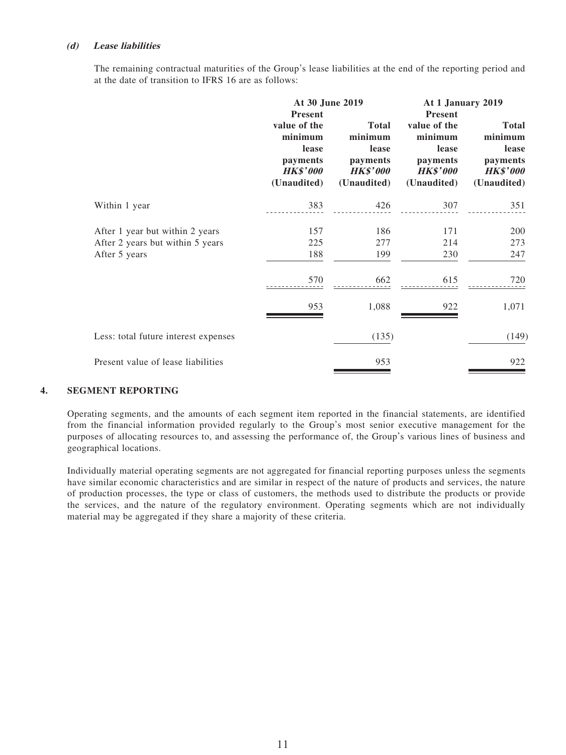#### (d) *Lease liabilities*

The remaining contractual maturities of the Group's lease liabilities at the end of the reporting period and at the date of transition to IFRS 16 are as follows:

| | At 30 June 2019 | | At 1 January 2019 | |
|---|---|---|---|---|
| | Present value of the minimum lease payments *HK$'000* (Unaudited) | Total minimum lease payments *HK$'000* (Unaudited) | Present value of the minimum lease payments *HK$'000* (Unaudited) | Total minimum lease payments *HK$'000* (Unaudited) |
| Within 1 year | 383 | 426 | 307 | 351 |
| After 1 year but within 2 years | 157 | 186 | 171 | 200 |
| After 2 years but within 5 years | 225 | 277 | 214 | 273 |
| After 5 years | 188 | 199 | 230 | 247 |
| | 570 | 662 | 615 | 720 |
| | 953 | 1,088 | 922 | 1,071 |
| Less: total future interest expenses | | (135) | | (149) |
| Present value of lease liabilities | | 953 | | 922 |

## 4. SEGMENT REPORTING

Operating segments, and the amounts of each segment item reported in the financial statements, are identified from the financial information provided regularly to the Group's most senior executive management for the purposes of allocating resources to, and assessing the performance of, the Group's various lines of business and geographical locations.

Individually material operating segments are not aggregated for financial reporting purposes unless the segments have similar economic characteristics and are similar in respect of the nature of products and services, the nature of production processes, the type or class of customers, the methods used to distribute the products or provide the services, and the nature of the regulatory environment. Operating segments which are not individually material may be aggregated if they share a majority of these criteria.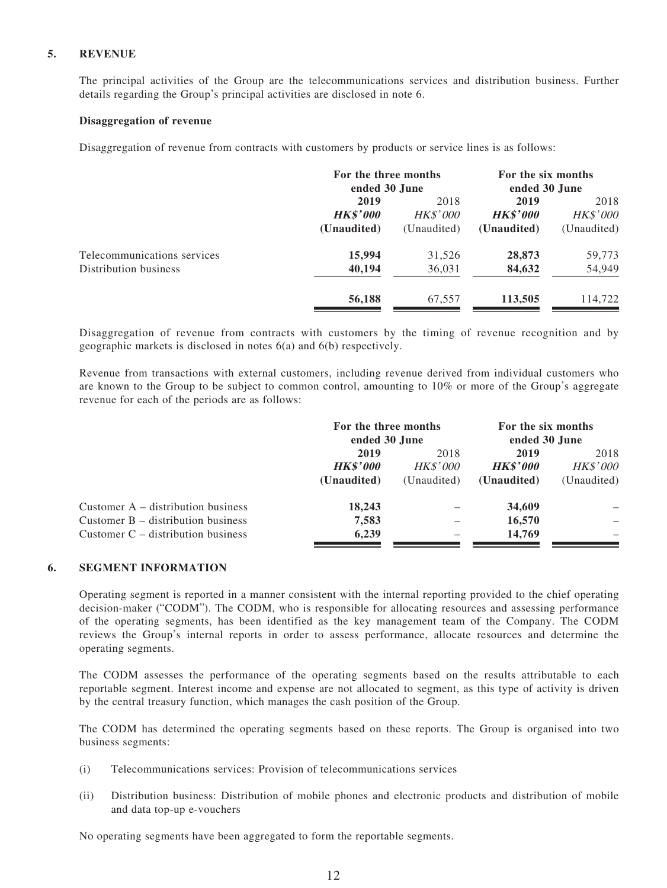## 5. REVENUE

The principal activities of the Group are the telecommunications services and distribution business. Further details regarding the Group's principal activities are disclosed in note 6.

### Disaggregation of revenue

Disaggregation of revenue from contracts with customers by products or service lines is as follows:

| | For the three months ended 30 June | | For the six months ended 30 June | |
|---|---|---|---|---|
| | **2019** | 2018 | **2019** | 2018 |
| | ***HK$'000*** | *HK$'000* | ***HK$'000*** | *HK$'000* |
| | **(Unaudited)** | (Unaudited) | **(Unaudited)** | (Unaudited) |
| Telecommunications services | **15,994** | 31,526 | **28,873** | 59,773 |
| Distribution business | **40,194** | 36,031 | **84,632** | 54,949 |
| | **56,188** | 67,557 | **113,505** | 114,722 |

Disaggregation of revenue from contracts with customers by the timing of revenue recognition and by geographic markets is disclosed in notes 6(a) and 6(b) respectively.

Revenue from transactions with external customers, including revenue derived from individual customers who are known to the Group to be subject to common control, amounting to 10% or more of the Group's aggregate revenue for each of the periods are as follows:

| | For the three months ended 30 June | | For the six months ended 30 June | |
|---|---|---|---|---|
| | **2019** | 2018 | **2019** | 2018 |
| | ***HK$'000*** | *HK$'000* | ***HK$'000*** | *HK$'000* |
| | **(Unaudited)** | (Unaudited) | **(Unaudited)** | (Unaudited) |
| Customer A – distribution business | **18,243** | – | **34,609** | – |
| Customer B – distribution business | **7,583** | – | **16,570** | – |
| Customer C – distribution business | **6,239** | – | **14,769** | – |

## 6. SEGMENT INFORMATION

Operating segment is reported in a manner consistent with the internal reporting provided to the chief operating decision-maker ("CODM"). The CODM, who is responsible for allocating resources and assessing performance of the operating segments, has been identified as the key management team of the Company. The CODM reviews the Group's internal reports in order to assess performance, allocate resources and determine the operating segments.

The CODM assesses the performance of the operating segments based on the results attributable to each reportable segment. Interest income and expense are not allocated to segment, as this type of activity is driven by the central treasury function, which manages the cash position of the Group.

The CODM has determined the operating segments based on these reports. The Group is organised into two business segments:

(i) Telecommunications services: Provision of telecommunications services

(ii) Distribution business: Distribution of mobile phones and electronic products and distribution of mobile and data top-up e-vouchers

No operating segments have been aggregated to form the reportable segments.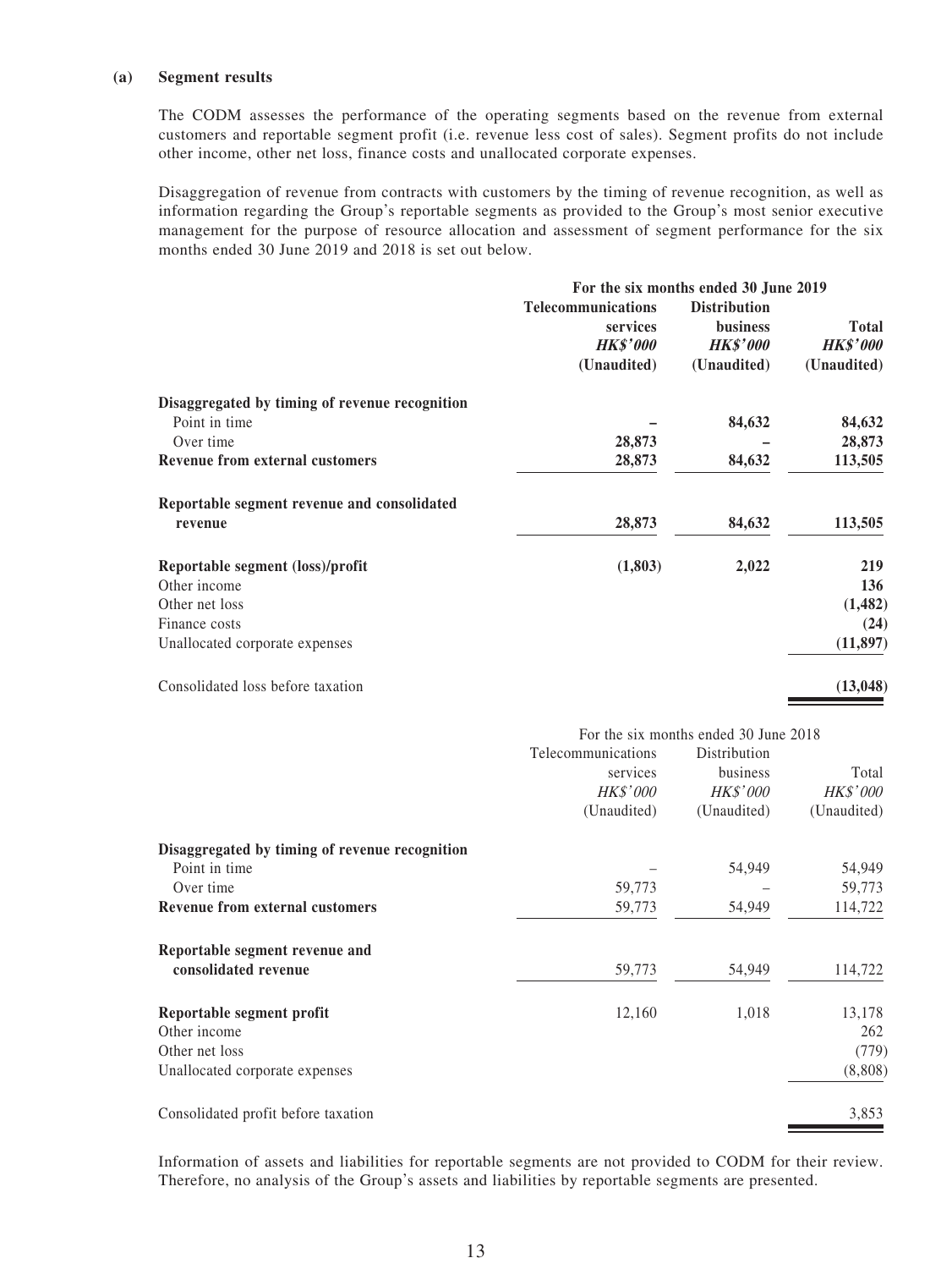**(a) Segment results**

The CODM assesses the performance of the operating segments based on the revenue from external customers and reportable segment profit (i.e. revenue less cost of sales). Segment profits do not include other income, other net loss, finance costs and unallocated corporate expenses.

Disaggregation of revenue from contracts with customers by the timing of revenue recognition, as well as information regarding the Group's reportable segments as provided to the Group's most senior executive management for the purpose of resource allocation and assessment of segment performance for the six months ended 30 June 2019 and 2018 is set out below.

| | **For the six months ended 30 June 2019** | | |
|---|---|---|---|
| | **Telecommunications services** ***HK$'000*** **(Unaudited)** | **Distribution business** ***HK$'000*** **(Unaudited)** | **Total** ***HK$'000*** **(Unaudited)** |
| **Disaggregated by timing of revenue recognition** | | | |
| Point in time | **–** | **84,632** | **84,632** |
| Over time | **28,873** | **–** | **28,873** |
| **Revenue from external customers** | **28,873** | **84,632** | **113,505** |
| **Reportable segment revenue and consolidated revenue** | **28,873** | **84,632** | **113,505** |
| **Reportable segment (loss)/profit** | **(1,803)** | **2,022** | **219** |
| Other income | | | **136** |
| Other net loss | | | **(1,482)** |
| Finance costs | | | **(24)** |
| Unallocated corporate expenses | | | **(11,897)** |
| Consolidated loss before taxation | | | **(13,048)** |

| | For the six months ended 30 June 2018 | | |
|---|---|---|---|
| | Telecommunications services *HK$'000* (Unaudited) | Distribution business *HK$'000* (Unaudited) | Total *HK$'000* (Unaudited) |
| **Disaggregated by timing of revenue recognition** | | | |
| Point in time | – | 54,949 | 54,949 |
| Over time | 59,773 | – | 59,773 |
| **Revenue from external customers** | 59,773 | 54,949 | 114,722 |
| **Reportable segment revenue and consolidated revenue** | 59,773 | 54,949 | 114,722 |
| **Reportable segment profit** | 12,160 | 1,018 | 13,178 |
| Other income | | | 262 |
| Other net loss | | | (779) |
| Unallocated corporate expenses | | | (8,808) |
| Consolidated profit before taxation | | | 3,853 |

Information of assets and liabilities for reportable segments are not provided to CODM for their review. Therefore, no analysis of the Group's assets and liabilities by reportable segments are presented.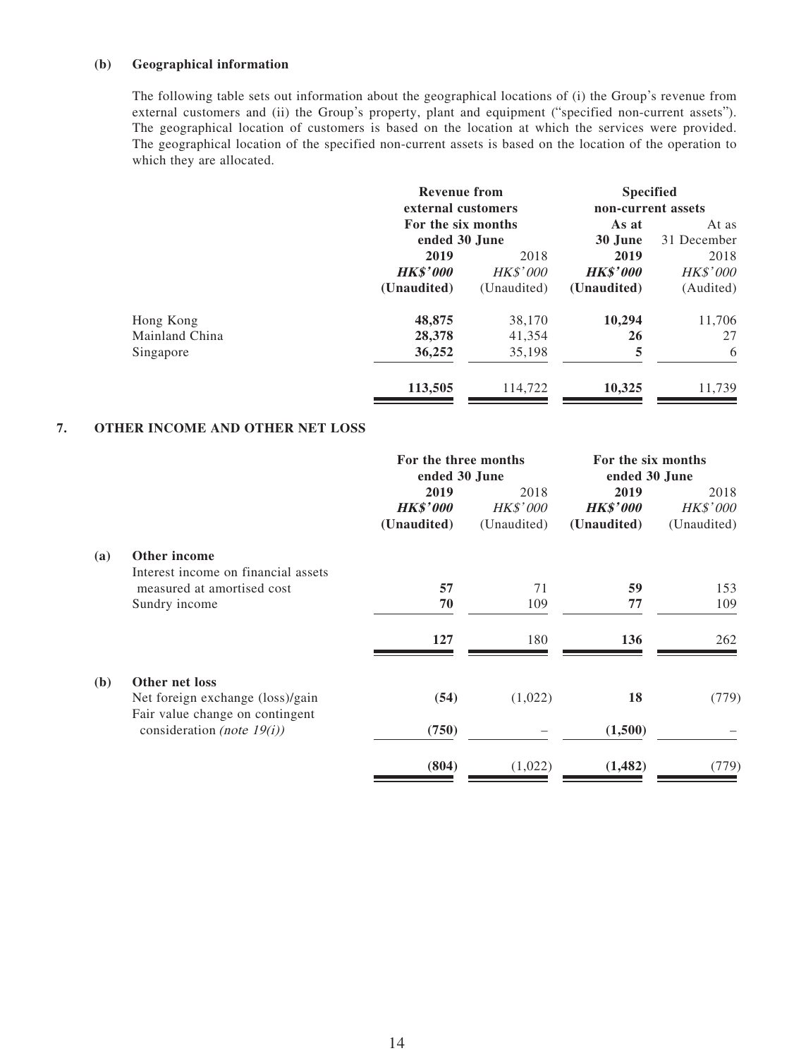**(b) Geographical information**

The following table sets out information about the geographical locations of (i) the Group's revenue from external customers and (ii) the Group's property, plant and equipment ("specified non-current assets"). The geographical location of customers is based on the location at which the services were provided. The geographical location of the specified non-current assets is based on the location of the operation to which they are allocated.

| | Revenue from external customers For the six months ended 30 June | | Specified non-current assets | |
|---|---|---|---|---|
| | **2019** | 2018 | **As at 30 June 2019** | At as 31 December 2018 |
| | ***HK$'000*** | *HK$'000* | ***HK$'000*** | *HK$'000* |
| | **(Unaudited)** | (Unaudited) | **(Unaudited)** | (Audited) |
| Hong Kong | **48,875** | 38,170 | **10,294** | 11,706 |
| Mainland China | **28,378** | 41,354 | **26** | 27 |
| Singapore | **36,252** | 35,198 | **5** | 6 |
| | **113,505** | 114,722 | **10,325** | 11,739 |

## 7. OTHER INCOME AND OTHER NET LOSS

| | For the three months ended 30 June | | For the six months ended 30 June | |
|---|---|---|---|---|
| | **2019** | 2018 | **2019** | 2018 |
| | ***HK$'000*** | *HK$'000* | ***HK$'000*** | *HK$'000* |
| | **(Unaudited)** | (Unaudited) | **(Unaudited)** | (Unaudited) |
| **(a) Other income** | | | | |
| Interest income on financial assets measured at amortised cost | **57** | 71 | **59** | 153 |
| Sundry income | **70** | 109 | **77** | 109 |
| | **127** | 180 | **136** | 262 |
| **(b) Other net loss** | | | | |
| Net foreign exchange (loss)/gain | **(54)** | (1,022) | **18** | (779) |
| Fair value change on contingent consideration *(note 19(i))* | **(750)** | – | **(1,500)** | – |
| | **(804)** | (1,022) | **(1,482)** | (779) |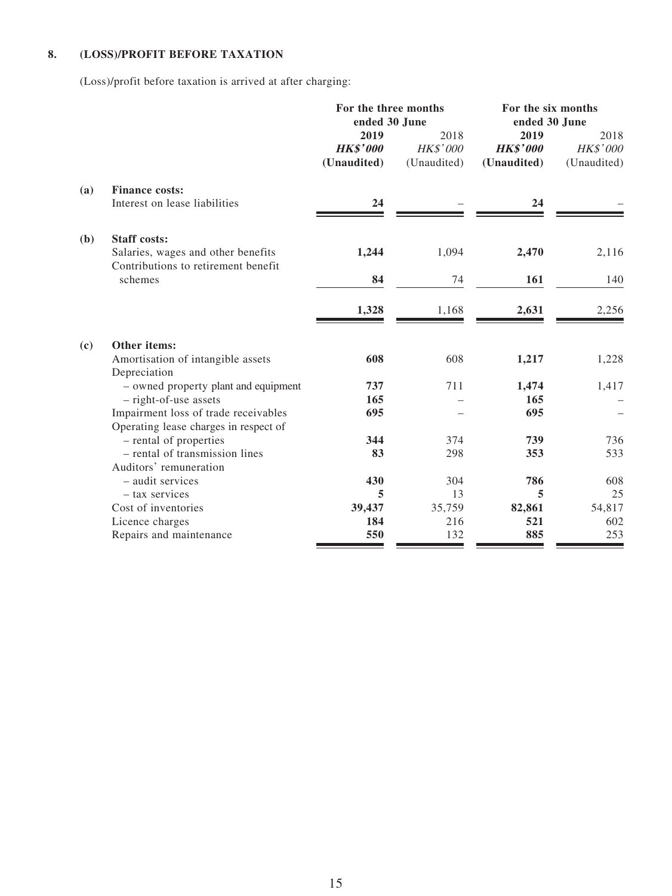## 8. (LOSS)/PROFIT BEFORE TAXATION

(Loss)/profit before taxation is arrived at after charging:

| | | For the three months ended 30 June | | For the six months ended 30 June | |
|---|---|---|---|---|---|
| | | **2019** | 2018 | **2019** | 2018 |
| | | ***HK$'000*** | *HK$'000* | ***HK$'000*** | *HK$'000* |
| | | **(Unaudited)** | (Unaudited) | **(Unaudited)** | (Unaudited) |
| **(a)** | **Finance costs:** | | | | |
| | Interest on lease liabilities | **24** | – | **24** | – |
| **(b)** | **Staff costs:** | | | | |
| | Salaries, wages and other benefits | **1,244** | 1,094 | **2,470** | 2,116 |
| | Contributions to retirement benefit schemes | **84** | 74 | **161** | 140 |
| | | **1,328** | 1,168 | **2,631** | 2,256 |
| **(c)** | **Other items:** | | | | |
| | Amortisation of intangible assets | **608** | 608 | **1,217** | 1,228 |
| | Depreciation | | | | |
| | – owned property plant and equipment | **737** | 711 | **1,474** | 1,417 |
| | – right-of-use assets | **165** | – | **165** | – |
| | Impairment loss of trade receivables | **695** | – | **695** | – |
| | Operating lease charges in respect of | | | | |
| | – rental of properties | **344** | 374 | **739** | 736 |
| | – rental of transmission lines | **83** | 298 | **353** | 533 |
| | Auditors' remuneration | | | | |
| | – audit services | **430** | 304 | **786** | 608 |
| | – tax services | **5** | 13 | **5** | 25 |
| | Cost of inventories | **39,437** | 35,759 | **82,861** | 54,817 |
| | Licence charges | **184** | 216 | **521** | 602 |
| | Repairs and maintenance | **550** | 132 | **885** | 253 |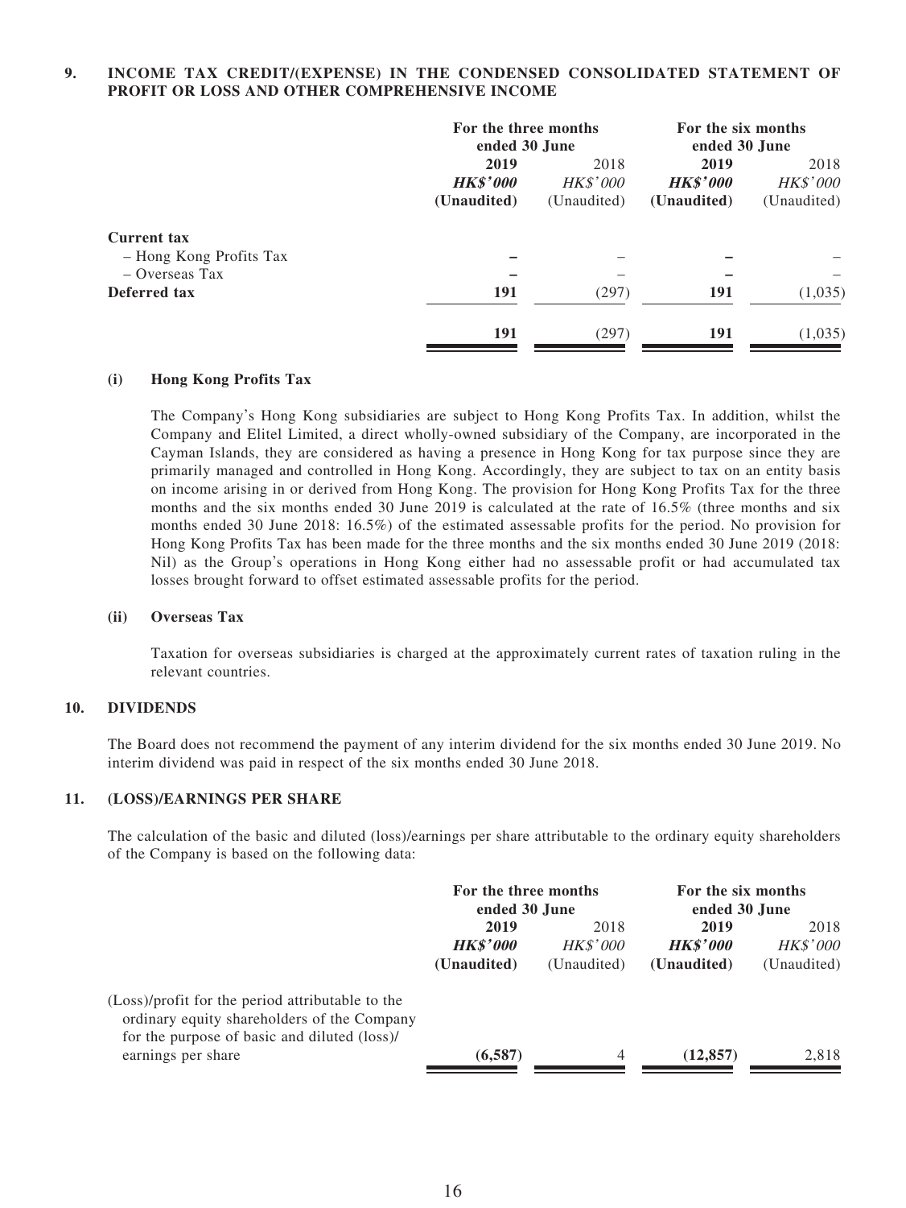**9. INCOME TAX CREDIT/(EXPENSE) IN THE CONDENSED CONSOLIDATED STATEMENT OF PROFIT OR LOSS AND OTHER COMPREHENSIVE INCOME**

| | For the three months ended 30 June | | For the six months ended 30 June | |
|---|---|---|---|---|
| | **2019** | 2018 | **2019** | 2018 |
| | ***HK$'000*** | *HK$'000* | ***HK$'000*** | *HK$'000* |
| | **(Unaudited)** | (Unaudited) | **(Unaudited)** | (Unaudited) |
| **Current tax** | | | | |
| – Hong Kong Profits Tax | **–** | – | **–** | – |
| – Overseas Tax | **–** | – | **–** | – |
| **Deferred tax** | **191** | (297) | **191** | (1,035) |
| | **191** | (297) | **191** | (1,035) |

**(i) Hong Kong Profits Tax**

The Company's Hong Kong subsidiaries are subject to Hong Kong Profits Tax. In addition, whilst the Company and Elitel Limited, a direct wholly-owned subsidiary of the Company, are incorporated in the Cayman Islands, they are considered as having a presence in Hong Kong for tax purpose since they are primarily managed and controlled in Hong Kong. Accordingly, they are subject to tax on an entity basis on income arising in or derived from Hong Kong. The provision for Hong Kong Profits Tax for the three months and the six months ended 30 June 2019 is calculated at the rate of 16.5% (three months and six months ended 30 June 2018: 16.5%) of the estimated assessable profits for the period. No provision for Hong Kong Profits Tax has been made for the three months and the six months ended 30 June 2019 (2018: Nil) as the Group's operations in Hong Kong either had no assessable profit or had accumulated tax losses brought forward to offset estimated assessable profits for the period.

**(ii) Overseas Tax**

Taxation for overseas subsidiaries is charged at the approximately current rates of taxation ruling in the relevant countries.

**10. DIVIDENDS**

The Board does not recommend the payment of any interim dividend for the six months ended 30 June 2019. No interim dividend was paid in respect of the six months ended 30 June 2018.

**11. (LOSS)/EARNINGS PER SHARE**

The calculation of the basic and diluted (loss)/earnings per share attributable to the ordinary equity shareholders of the Company is based on the following data:

| | For the three months ended 30 June | | For the six months ended 30 June | |
|---|---|---|---|---|
| | **2019** | 2018 | **2019** | 2018 |
| | ***HK$'000*** | *HK$'000* | ***HK$'000*** | *HK$'000* |
| | **(Unaudited)** | (Unaudited) | **(Unaudited)** | (Unaudited) |
| (Loss)/profit for the period attributable to the ordinary equity shareholders of the Company for the purpose of basic and diluted (loss)/earnings per share | **(6,587)** | 4 | **(12,857)** | 2,818 |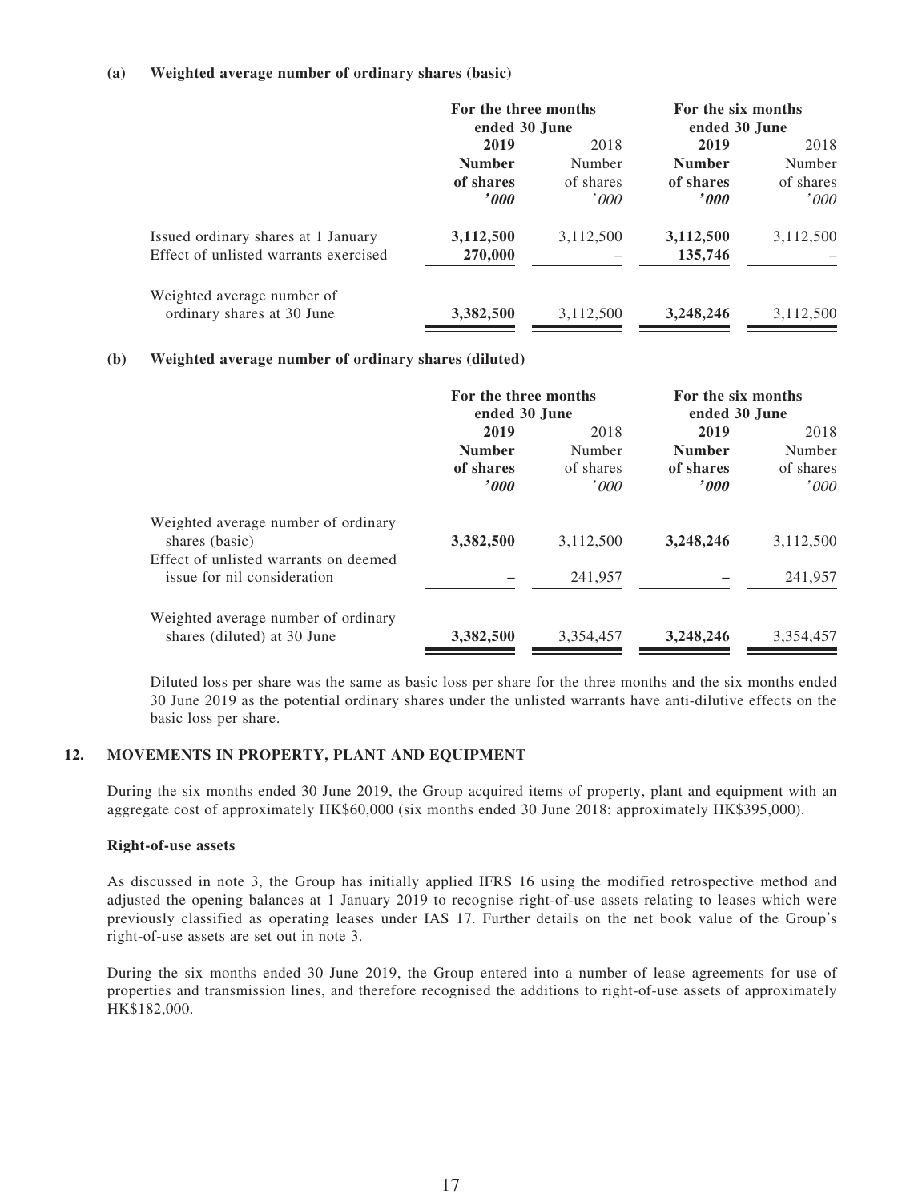**(a) Weighted average number of ordinary shares (basic)**

| | For the three months ended 30 June | | For the six months ended 30 June | |
|---|---|---|---|---|
| | **2019** | 2018 | **2019** | 2018 |
| | **Number of shares** | Number of shares | **Number of shares** | Number of shares |
| | ***'000*** | *'000* | ***'000*** | *'000* |
| Issued ordinary shares at 1 January | **3,112,500** | 3,112,500 | **3,112,500** | 3,112,500 |
| Effect of unlisted warrants exercised | **270,000** | – | **135,746** | – |
| Weighted average number of ordinary shares at 30 June | **3,382,500** | 3,112,500 | **3,248,246** | 3,112,500 |

**(b) Weighted average number of ordinary shares (diluted)**

| | For the three months ended 30 June | | For the six months ended 30 June | |
|---|---|---|---|---|
| | **2019** | 2018 | **2019** | 2018 |
| | **Number of shares** | Number of shares | **Number of shares** | Number of shares |
| | ***'000*** | *'000* | ***'000*** | *'000* |
| Weighted average number of ordinary shares (basic) | **3,382,500** | 3,112,500 | **3,248,246** | 3,112,500 |
| Effect of unlisted warrants on deemed issue for nil consideration | **–** | 241,957 | **–** | 241,957 |
| Weighted average number of ordinary shares (diluted) at 30 June | **3,382,500** | 3,354,457 | **3,248,246** | 3,354,457 |

Diluted loss per share was the same as basic loss per share for the three months and the six months ended 30 June 2019 as the potential ordinary shares under the unlisted warrants have anti-dilutive effects on the basic loss per share.

## 12. MOVEMENTS IN PROPERTY, PLANT AND EQUIPMENT

During the six months ended 30 June 2019, the Group acquired items of property, plant and equipment with an aggregate cost of approximately HK$60,000 (six months ended 30 June 2018: approximately HK$395,000).

**Right-of-use assets**

As discussed in note 3, the Group has initially applied IFRS 16 using the modified retrospective method and adjusted the opening balances at 1 January 2019 to recognise right-of-use assets relating to leases which were previously classified as operating leases under IAS 17. Further details on the net book value of the Group's right-of-use assets are set out in note 3.

During the six months ended 30 June 2019, the Group entered into a number of lease agreements for use of properties and transmission lines, and therefore recognised the additions to right-of-use assets of approximately HK$182,000.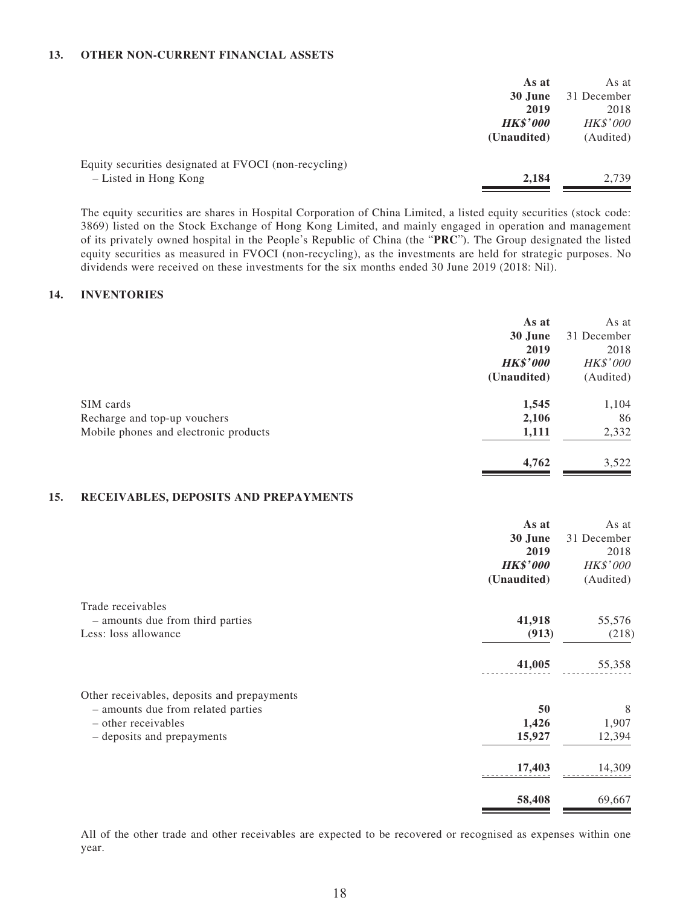## 13. OTHER NON-CURRENT FINANCIAL ASSETS

| | As at 30 June 2019 HK$'000 (Unaudited) | As at 31 December 2018 HK$'000 (Audited) |
|---|---|---|
| Equity securities designated at FVOCI (non-recycling) | | |
| – Listed in Hong Kong | **2,184** | 2,739 |

The equity securities are shares in Hospital Corporation of China Limited, a listed equity securities (stock code: 3869) listed on the Stock Exchange of Hong Kong Limited, and mainly engaged in operation and management of its privately owned hospital in the People's Republic of China (the "**PRC**"). The Group designated the listed equity securities as measured in FVOCI (non-recycling), as the investments are held for strategic purposes. No dividends were received on these investments for the six months ended 30 June 2019 (2018: Nil).

## 14. INVENTORIES

| | As at 30 June 2019 HK$'000 (Unaudited) | As at 31 December 2018 HK$'000 (Audited) |
|---|---|---|
| SIM cards | **1,545** | 1,104 |
| Recharge and top-up vouchers | **2,106** | 86 |
| Mobile phones and electronic products | **1,111** | 2,332 |
| | **4,762** | 3,522 |

## 15. RECEIVABLES, DEPOSITS AND PREPAYMENTS

| | As at 30 June 2019 HK$'000 (Unaudited) | As at 31 December 2018 HK$'000 (Audited) |
|---|---|---|
| Trade receivables | | |
| – amounts due from third parties | **41,918** | 55,576 |
| Less: loss allowance | **(913)** | (218) |
| | **41,005** | 55,358 |
| Other receivables, deposits and prepayments | | |
| – amounts due from related parties | **50** | 8 |
| – other receivables | **1,426** | 1,907 |
| – deposits and prepayments | **15,927** | 12,394 |
| | **17,403** | 14,309 |
| | **58,408** | 69,667 |

All of the other trade and other receivables are expected to be recovered or recognised as expenses within one year.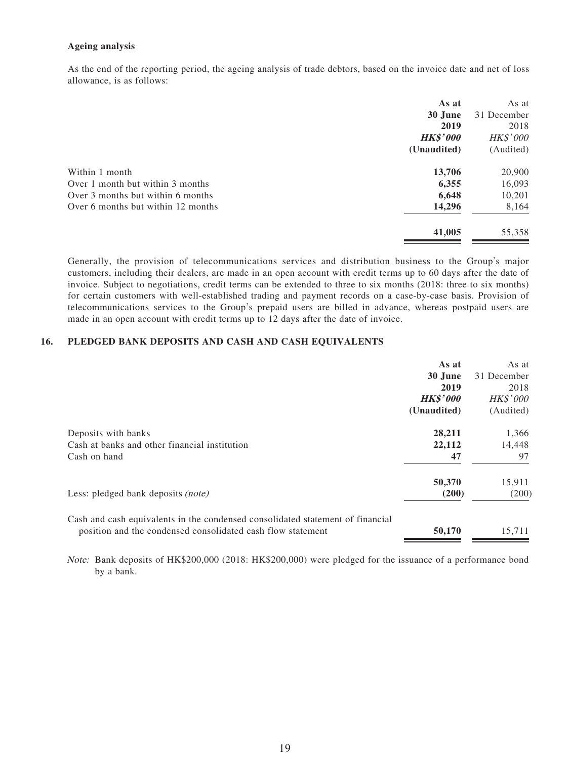**Ageing analysis**

As the end of the reporting period, the ageing analysis of trade debtors, based on the invoice date and net of loss allowance, is as follows:

| | **As at 30 June 2019** | As at 31 December 2018 |
|---|---|---|
| | ***HK$'000*** | *HK$'000* |
| | **(Unaudited)** | (Audited) |
| Within 1 month | **13,706** | 20,900 |
| Over 1 month but within 3 months | **6,355** | 16,093 |
| Over 3 months but within 6 months | **6,648** | 10,201 |
| Over 6 months but within 12 months | **14,296** | 8,164 |
| | **41,005** | 55,358 |

Generally, the provision of telecommunications services and distribution business to the Group's major customers, including their dealers, are made in an open account with credit terms up to 60 days after the date of invoice. Subject to negotiations, credit terms can be extended to three to six months (2018: three to six months) for certain customers with well-established trading and payment records on a case-by-case basis. Provision of telecommunications services to the Group's prepaid users are billed in advance, whereas postpaid users are made in an open account with credit terms up to 12 days after the date of invoice.

## 16. PLEDGED BANK DEPOSITS AND CASH AND CASH EQUIVALENTS

| | **As at 30 June 2019** | As at 31 December 2018 |
|---|---|---|
| | ***HK$'000*** | *HK$'000* |
| | **(Unaudited)** | (Audited) |
| Deposits with banks | **28,211** | 1,366 |
| Cash at banks and other financial institution | **22,112** | 14,448 |
| Cash on hand | **47** | 97 |
| | **50,370** | 15,911 |
| Less: pledged bank deposits *(note)* | **(200)** | (200) |
| Cash and cash equivalents in the condensed consolidated statement of financial position and the condensed consolidated cash flow statement | **50,170** | 15,711 |

*Note:* Bank deposits of HK$200,000 (2018: HK$200,000) were pledged for the issuance of a performance bond by a bank.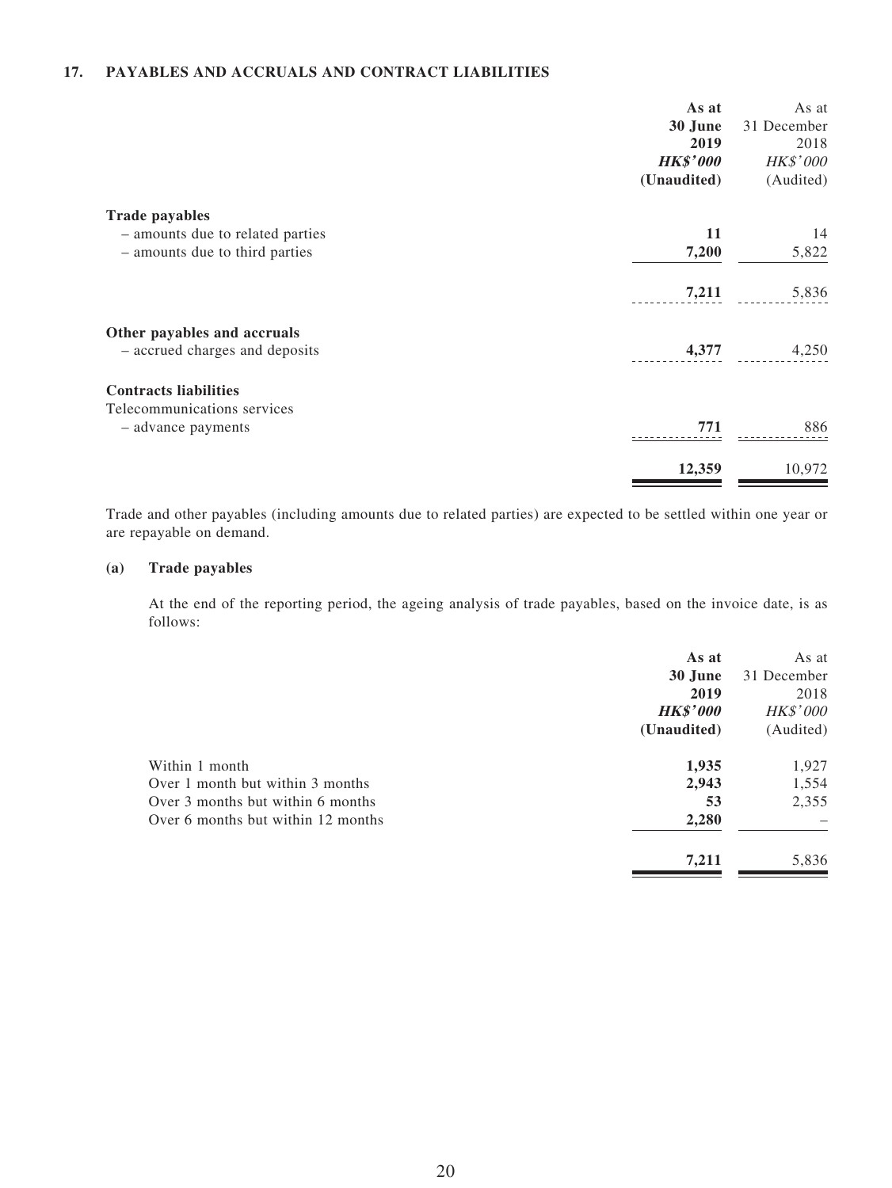## 17. PAYABLES AND ACCRUALS AND CONTRACT LIABILITIES

| | As at 30 June 2019 *HK$'000* (Unaudited) | As at 31 December 2018 *HK$'000* (Audited) |
|---|---|---|
| **Trade payables** | | |
| – amounts due to related parties | **11** | 14 |
| – amounts due to third parties | **7,200** | 5,822 |
| | **7,211** | 5,836 |
| **Other payables and accruals** | | |
| – accrued charges and deposits | **4,377** | 4,250 |
| **Contracts liabilities** | | |
| Telecommunications services | | |
| – advance payments | **771** | 886 |
| | **12,359** | 10,972 |

Trade and other payables (including amounts due to related parties) are expected to be settled within one year or are repayable on demand.

### (a) Trade payables

At the end of the reporting period, the ageing analysis of trade payables, based on the invoice date, is as follows:

| | As at 30 June 2019 *HK$'000* (Unaudited) | As at 31 December 2018 *HK$'000* (Audited) |
|---|---|---|
| Within 1 month | **1,935** | 1,927 |
| Over 1 month but within 3 months | **2,943** | 1,554 |
| Over 3 months but within 6 months | **53** | 2,355 |
| Over 6 months but within 12 months | **2,280** | – |
| | **7,211** | 5,836 |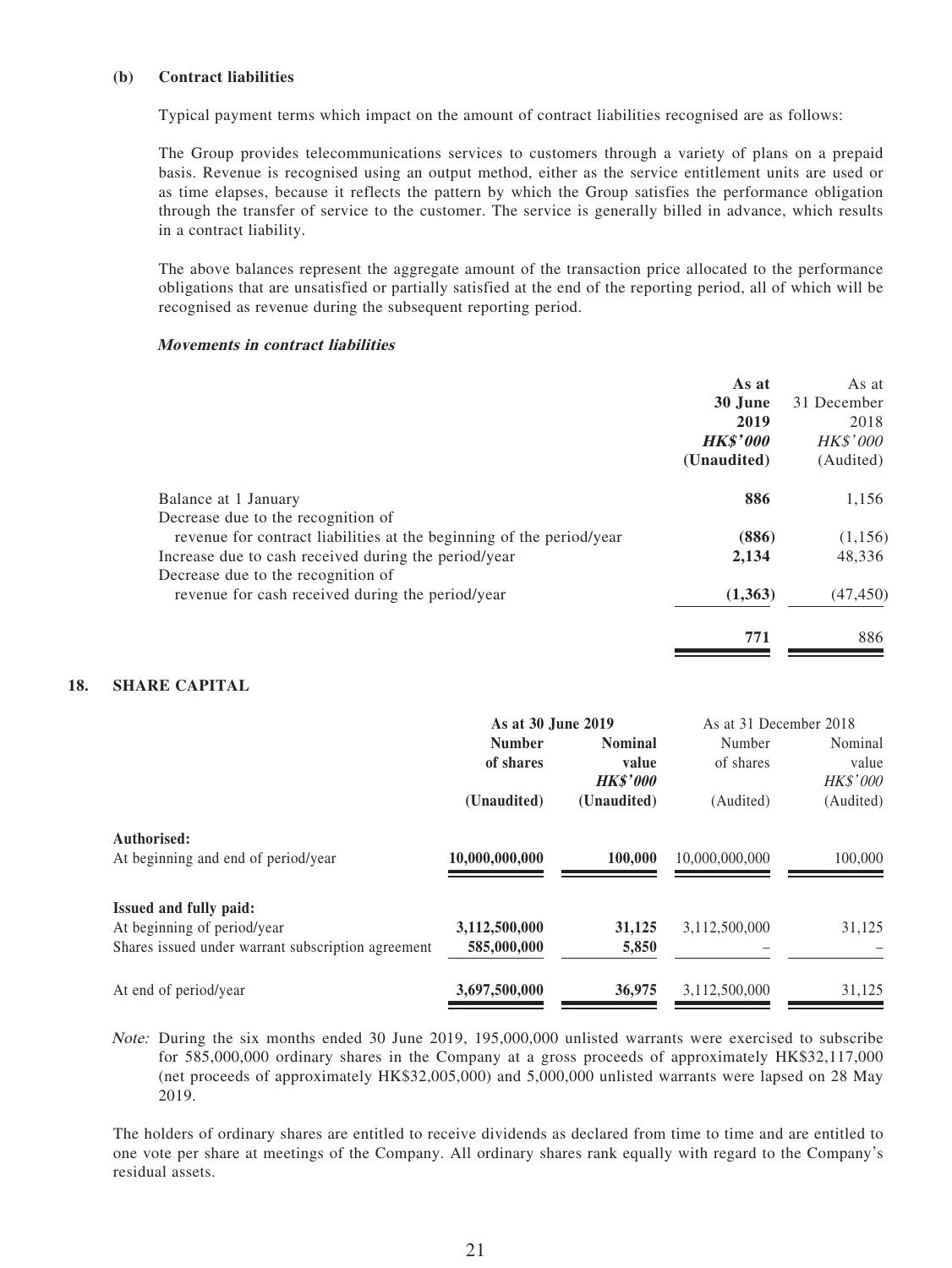**(b) Contract liabilities**

Typical payment terms which impact on the amount of contract liabilities recognised are as follows:

The Group provides telecommunications services to customers through a variety of plans on a prepaid basis. Revenue is recognised using an output method, either as the service entitlement units are used or as time elapses, because it reflects the pattern by which the Group satisfies the performance obligation through the transfer of service to the customer. The service is generally billed in advance, which results in a contract liability.

The above balances represent the aggregate amount of the transaction price allocated to the performance obligations that are unsatisfied or partially satisfied at the end of the reporting period, all of which will be recognised as revenue during the subsequent reporting period.

***Movements in contract liabilities***

| | **As at 30 June 2019** | As at 31 December 2018 |
|---|---|---|
| | ***HK$'000*** | *HK$'000* |
| | **(Unaudited)** | (Audited) |
| Balance at 1 January | **886** | 1,156 |
| Decrease due to the recognition of revenue for contract liabilities at the beginning of the period/year | **(886)** | (1,156) |
| Increase due to cash received during the period/year | **2,134** | 48,336 |
| Decrease due to the recognition of revenue for cash received during the period/year | **(1,363)** | (47,450) |
| | **771** | 886 |

## 18. SHARE CAPITAL

| | **As at 30 June 2019** | | As at 31 December 2018 | |
|---|---|---|---|---|
| | **Number of shares** | **Nominal value *HK$'000*** | Number of shares | Nominal value *HK$'000* |
| | **(Unaudited)** | **(Unaudited)** | (Audited) | (Audited) |
| **Authorised:** | | | | |
| At beginning and end of period/year | **10,000,000,000** | **100,000** | 10,000,000,000 | 100,000 |
| **Issued and fully paid:** | | | | |
| At beginning of period/year | **3,112,500,000** | **31,125** | 3,112,500,000 | 31,125 |
| Shares issued under warrant subscription agreement | **585,000,000** | **5,850** | – | – |
| At end of period/year | **3,697,500,000** | **36,975** | 3,112,500,000 | 31,125 |

*Note:* During the six months ended 30 June 2019, 195,000,000 unlisted warrants were exercised to subscribe for 585,000,000 ordinary shares in the Company at a gross proceeds of approximately HK$32,117,000 (net proceeds of approximately HK$32,005,000) and 5,000,000 unlisted warrants were lapsed on 28 May 2019.

The holders of ordinary shares are entitled to receive dividends as declared from time to time and are entitled to one vote per share at meetings of the Company. All ordinary shares rank equally with regard to the Company's residual assets.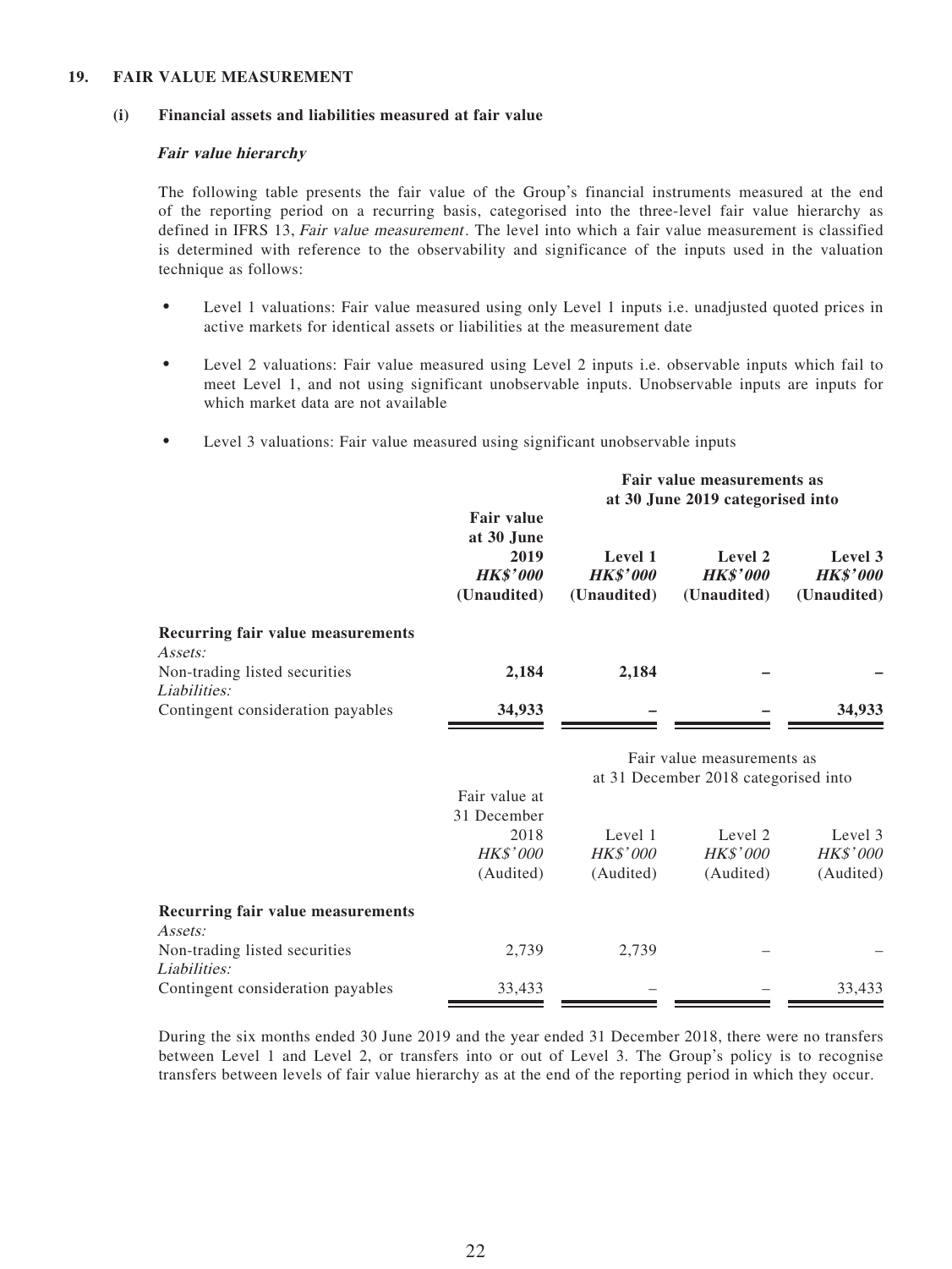## 19. FAIR VALUE MEASUREMENT

### (i) Financial assets and liabilities measured at fair value

***Fair value hierarchy***

The following table presents the fair value of the Group's financial instruments measured at the end of the reporting period on a recurring basis, categorised into the three-level fair value hierarchy as defined in IFRS 13, *Fair value measurement*. The level into which a fair value measurement is classified is determined with reference to the observability and significance of the inputs used in the valuation technique as follows:

- Level 1 valuations: Fair value measured using only Level 1 inputs i.e. unadjusted quoted prices in active markets for identical assets or liabilities at the measurement date
- Level 2 valuations: Fair value measured using Level 2 inputs i.e. observable inputs which fail to meet Level 1, and not using significant unobservable inputs. Unobservable inputs are inputs for which market data are not available
- Level 3 valuations: Fair value measured using significant unobservable inputs

| | Fair value at 30 June 2019 | Fair value measurements as at 30 June 2019 categorised into | | |
|---|---|---|---|---|
| | | Level 1 | Level 2 | Level 3 |
| | ***HK\$'000*** | ***HK\$'000*** | ***HK\$'000*** | ***HK\$'000*** |
| | **(Unaudited)** | **(Unaudited)** | **(Unaudited)** | **(Unaudited)** |
| **Recurring fair value measurements** | | | | |
| *Assets:* | | | | |
| Non-trading listed securities | **2,184** | **2,184** | **–** | **–** |
| *Liabilities:* | | | | |
| Contingent consideration payables | **34,933** | **–** | **–** | **34,933** |

| | Fair value at 31 December 2018 | Fair value measurements as at 31 December 2018 categorised into | | |
|---|---|---|---|---|
| | | Level 1 | Level 2 | Level 3 |
| | *HK\$'000* | *HK\$'000* | *HK\$'000* | *HK\$'000* |
| | (Audited) | (Audited) | (Audited) | (Audited) |
| **Recurring fair value measurements** | | | | |
| *Assets:* | | | | |
| Non-trading listed securities | 2,739 | 2,739 | – | – |
| *Liabilities:* | | | | |
| Contingent consideration payables | 33,433 | – | – | 33,433 |

During the six months ended 30 June 2019 and the year ended 31 December 2018, there were no transfers between Level 1 and Level 2, or transfers into or out of Level 3. The Group's policy is to recognise transfers between levels of fair value hierarchy as at the end of the reporting period in which they occur.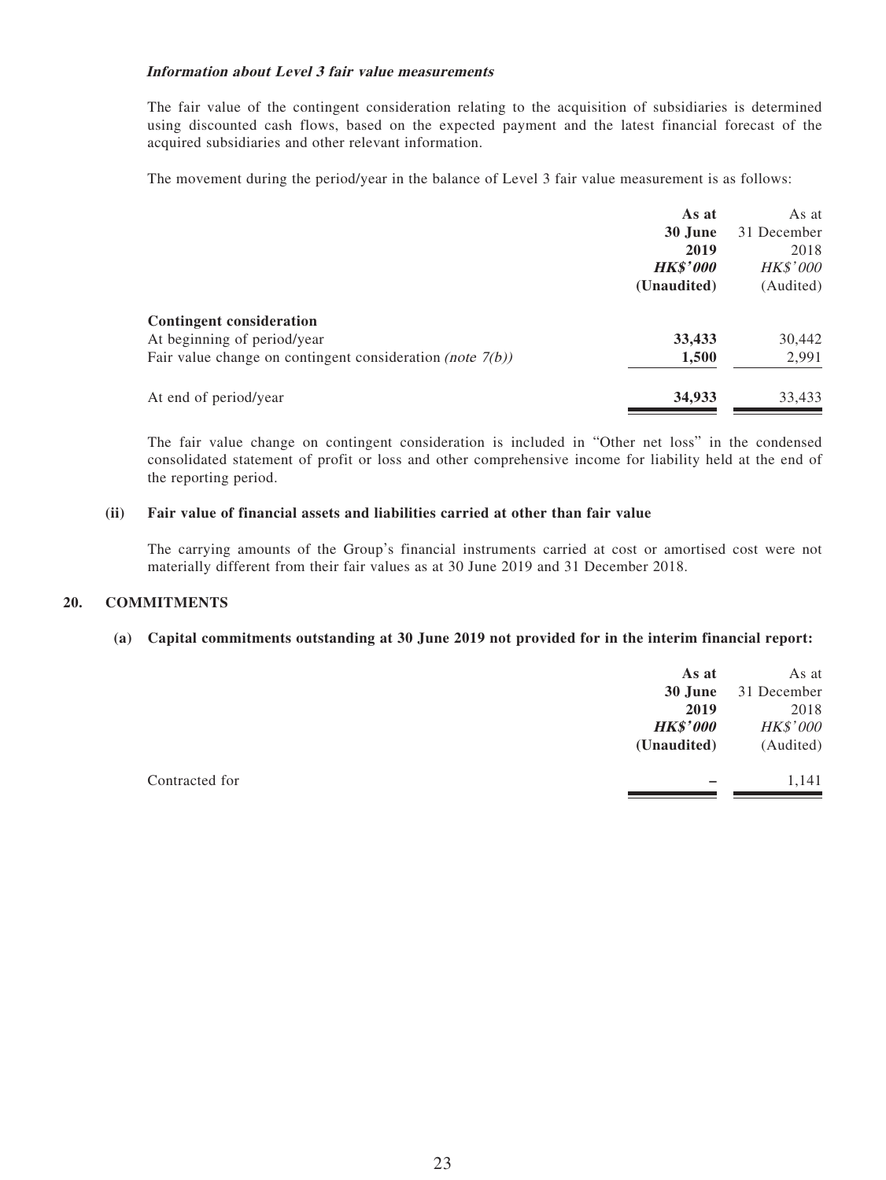***Information about Level 3 fair value measurements***

The fair value of the contingent consideration relating to the acquisition of subsidiaries is determined using discounted cash flows, based on the expected payment and the latest financial forecast of the acquired subsidiaries and other relevant information.

The movement during the period/year in the balance of Level 3 fair value measurement is as follows:

| | **As at 30 June 2019** ***HK$'000*** **(Unaudited)** | As at 31 December 2018 *HK$'000* (Audited) |
|---|---|---|
| **Contingent consideration** | | |
| At beginning of period/year | **33,433** | 30,442 |
| Fair value change on contingent consideration *(note 7(b))* | **1,500** | 2,991 |
| At end of period/year | **34,933** | 33,433 |

The fair value change on contingent consideration is included in "Other net loss" in the condensed consolidated statement of profit or loss and other comprehensive income for liability held at the end of the reporting period.

**(ii) Fair value of financial assets and liabilities carried at other than fair value**

The carrying amounts of the Group's financial instruments carried at cost or amortised cost were not materially different from their fair values as at 30 June 2019 and 31 December 2018.

## 20. COMMITMENTS

**(a) Capital commitments outstanding at 30 June 2019 not provided for in the interim financial report:**

| | **As at 30 June 2019** ***HK$'000*** **(Unaudited)** | As at 31 December 2018 *HK$'000* (Audited) |
|---|---|---|
| Contracted for | **–** | 1,141 |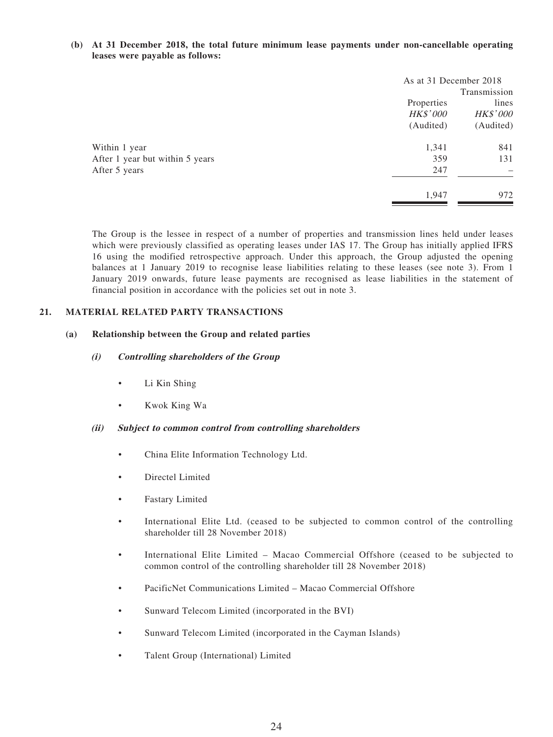**(b) At 31 December 2018, the total future minimum lease payments under non-cancellable operating leases were payable as follows:**

| | As at 31 December 2018 | |
|---|---|---|
| | Properties | Transmission lines |
| | *HK$'000* | *HK$'000* |
| | (Audited) | (Audited) |
| Within 1 year | 1,341 | 841 |
| After 1 year but within 5 years | 359 | 131 |
| After 5 years | 247 | – |
| | 1,947 | 972 |

The Group is the lessee in respect of a number of properties and transmission lines held under leases which were previously classified as operating leases under IAS 17. The Group has initially applied IFRS 16 using the modified retrospective approach. Under this approach, the Group adjusted the opening balances at 1 January 2019 to recognise lease liabilities relating to these leases (see note 3). From 1 January 2019 onwards, future lease payments are recognised as lease liabilities in the statement of financial position in accordance with the policies set out in note 3.

## 21. MATERIAL RELATED PARTY TRANSACTIONS

### (a) Relationship between the Group and related parties

***(i) Controlling shareholders of the Group***

- Li Kin Shing
- Kwok King Wa

***(ii) Subject to common control from controlling shareholders***

- China Elite Information Technology Ltd.
- Directel Limited
- Fastary Limited
- International Elite Ltd. (ceased to be subjected to common control of the controlling shareholder till 28 November 2018)
- International Elite Limited – Macao Commercial Offshore (ceased to be subjected to common control of the controlling shareholder till 28 November 2018)
- PacificNet Communications Limited – Macao Commercial Offshore
- Sunward Telecom Limited (incorporated in the BVI)
- Sunward Telecom Limited (incorporated in the Cayman Islands)
- Talent Group (International) Limited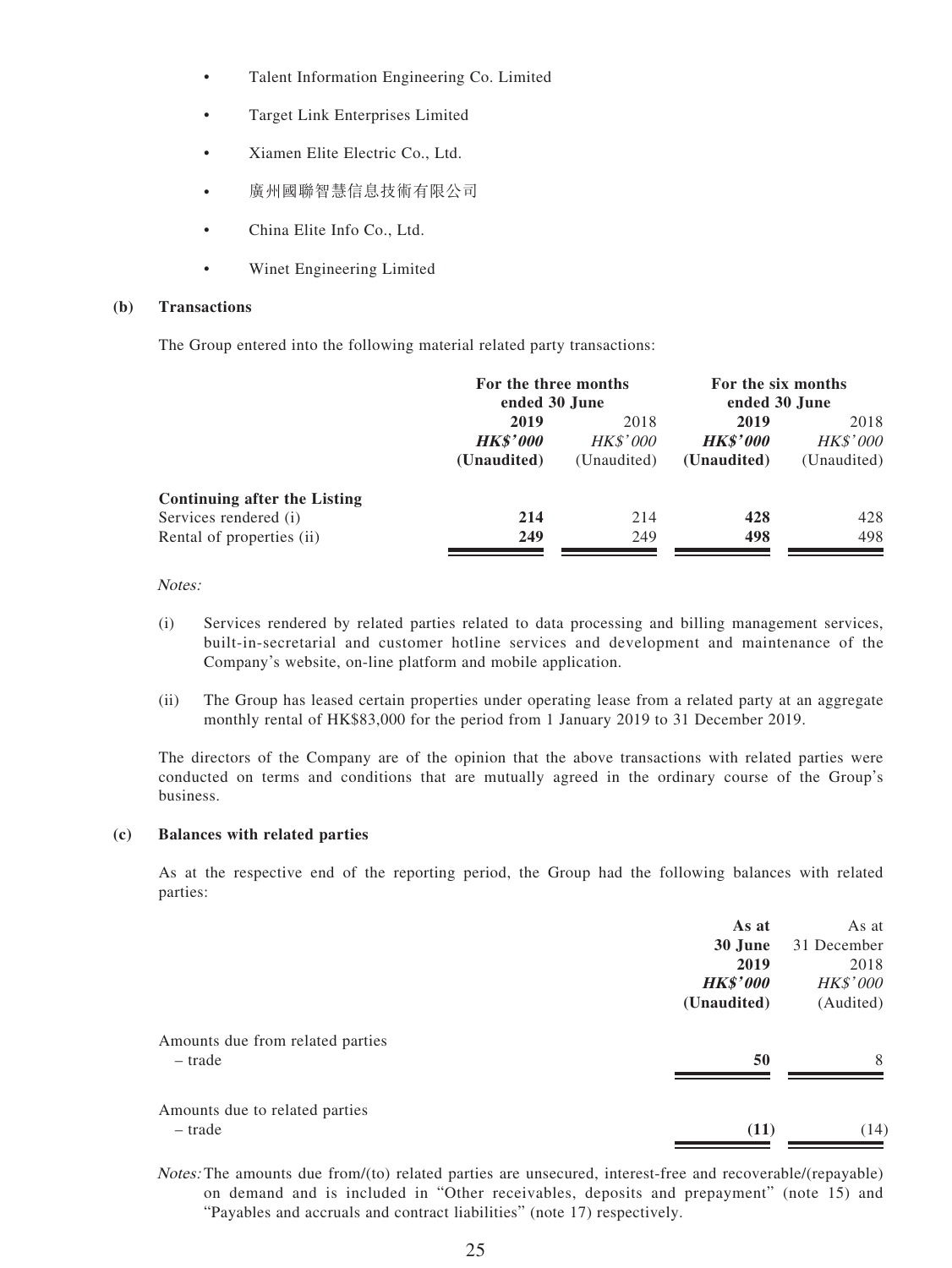- Talent Information Engineering Co. Limited
- Target Link Enterprises Limited
- Xiamen Elite Electric Co., Ltd.
- 廣州國聯智慧信息技術有限公司
- China Elite Info Co., Ltd.
- Winet Engineering Limited

**(b) Transactions**

The Group entered into the following material related party transactions:

| | For the three months ended 30 June | | For the six months ended 30 June | |
|---|---|---|---|---|
| | **2019** | 2018 | **2019** | 2018 |
| | ***HK$'000*** | *HK$'000* | ***HK$'000*** | *HK$'000* |
| | **(Unaudited)** | (Unaudited) | **(Unaudited)** | (Unaudited) |
| **Continuing after the Listing** | | | | |
| Services rendered (i) | **214** | 214 | **428** | 428 |
| Rental of properties (ii) | **249** | 249 | **498** | 498 |

*Notes:*

(i) Services rendered by related parties related to data processing and billing management services, built-in-secretarial and customer hotline services and development and maintenance of the Company's website, on-line platform and mobile application.

(ii) The Group has leased certain properties under operating lease from a related party at an aggregate monthly rental of HK$83,000 for the period from 1 January 2019 to 31 December 2019.

The directors of the Company are of the opinion that the above transactions with related parties were conducted on terms and conditions that are mutually agreed in the ordinary course of the Group's business.

**(c) Balances with related parties**

As at the respective end of the reporting period, the Group had the following balances with related parties:

| | **As at 30 June 2019** | As at 31 December 2018 |
|---|---|---|
| | ***HK$'000*** | *HK$'000* |
| | **(Unaudited)** | (Audited) |
| Amounts due from related parties – trade | **50** | 8 |
| Amounts due to related parties – trade | **(11)** | (14) |

*Notes:* The amounts due from/(to) related parties are unsecured, interest-free and recoverable/(repayable) on demand and is included in "Other receivables, deposits and prepayment" (note 15) and "Payables and accruals and contract liabilities" (note 17) respectively.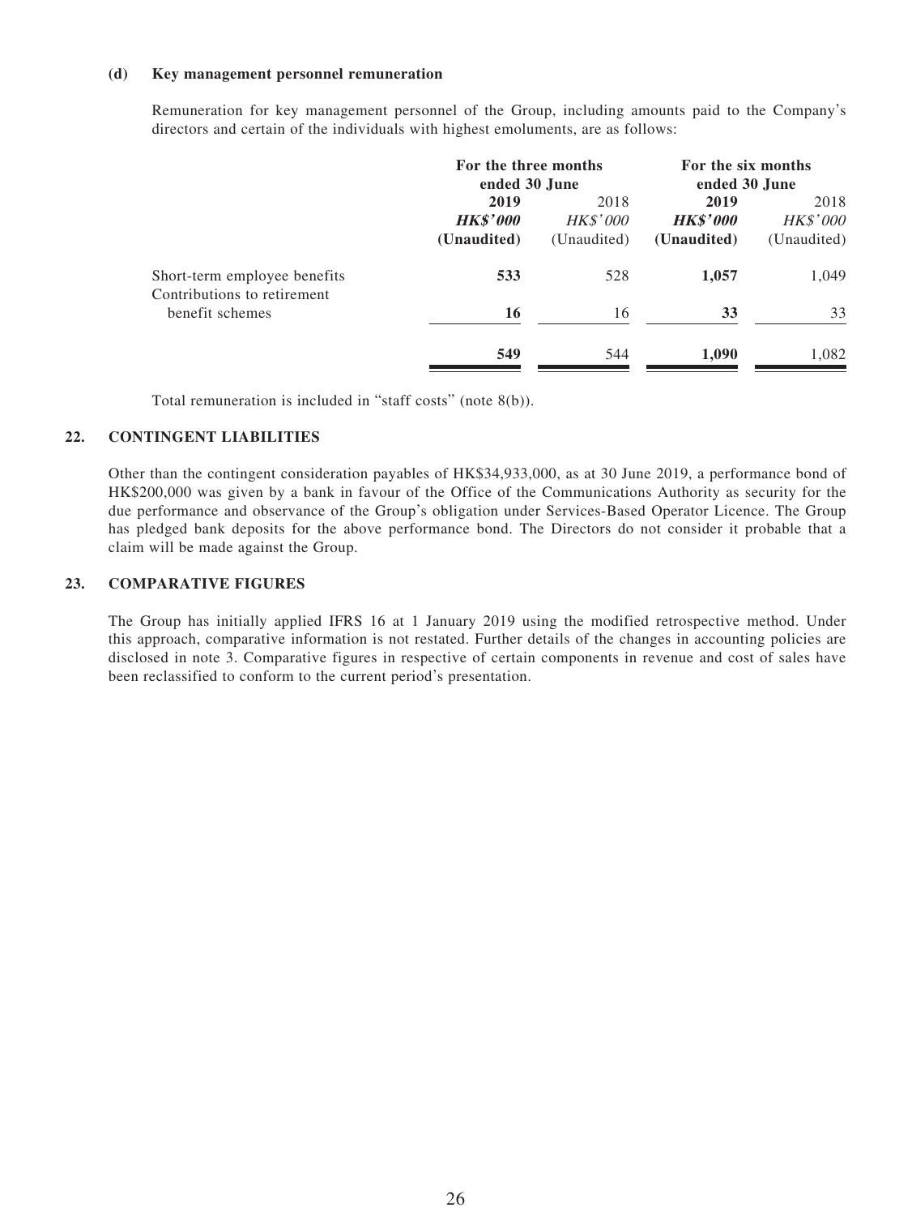**(d) Key management personnel remuneration**

Remuneration for key management personnel of the Group, including amounts paid to the Company's directors and certain of the individuals with highest emoluments, are as follows:

| | For the three months ended 30 June | | For the six months ended 30 June | |
|---|---|---|---|---|
| | **2019** | 2018 | **2019** | 2018 |
| | ***HK$'000*** | *HK$'000* | ***HK$'000*** | *HK$'000* |
| | **(Unaudited)** | (Unaudited) | **(Unaudited)** | (Unaudited) |
| Short-term employee benefits | **533** | 528 | **1,057** | 1,049 |
| Contributions to retirement benefit schemes | **16** | 16 | **33** | 33 |
| | **549** | 544 | **1,090** | 1,082 |

Total remuneration is included in "staff costs" (note 8(b)).

## 22. CONTINGENT LIABILITIES

Other than the contingent consideration payables of HK$34,933,000, as at 30 June 2019, a performance bond of HK$200,000 was given by a bank in favour of the Office of the Communications Authority as security for the due performance and observance of the Group's obligation under Services-Based Operator Licence. The Group has pledged bank deposits for the above performance bond. The Directors do not consider it probable that a claim will be made against the Group.

## 23. COMPARATIVE FIGURES

The Group has initially applied IFRS 16 at 1 January 2019 using the modified retrospective method. Under this approach, comparative information is not restated. Further details of the changes in accounting policies are disclosed in note 3. Comparative figures in respective of certain components in revenue and cost of sales have been reclassified to conform to the current period's presentation.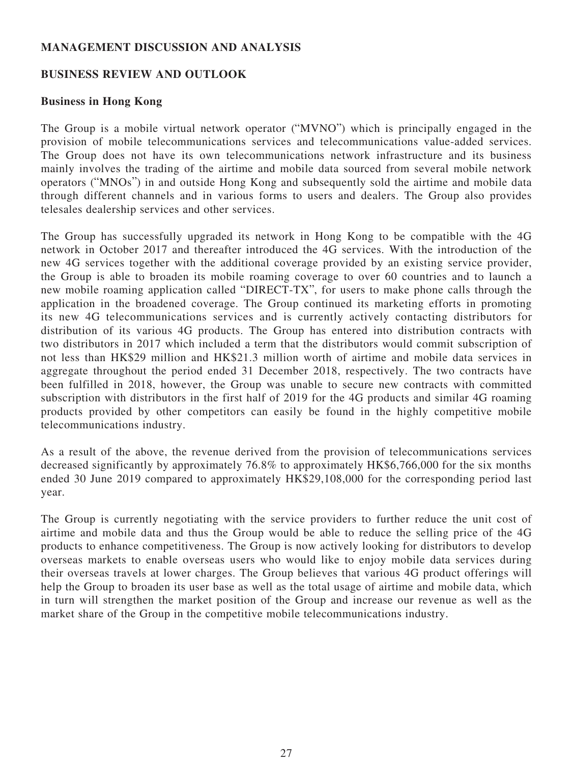## MANAGEMENT DISCUSSION AND ANALYSIS

### BUSINESS REVIEW AND OUTLOOK

#### Business in Hong Kong

The Group is a mobile virtual network operator ("MVNO") which is principally engaged in the provision of mobile telecommunications services and telecommunications value-added services. The Group does not have its own telecommunications network infrastructure and its business mainly involves the trading of the airtime and mobile data sourced from several mobile network operators ("MNOs") in and outside Hong Kong and subsequently sold the airtime and mobile data through different channels and in various forms to users and dealers. The Group also provides telesales dealership services and other services.

The Group has successfully upgraded its network in Hong Kong to be compatible with the 4G network in October 2017 and thereafter introduced the 4G services. With the introduction of the new 4G services together with the additional coverage provided by an existing service provider, the Group is able to broaden its mobile roaming coverage to over 60 countries and to launch a new mobile roaming application called "DIRECT-TX", for users to make phone calls through the application in the broadened coverage. The Group continued its marketing efforts in promoting its new 4G telecommunications services and is currently actively contacting distributors for distribution of its various 4G products. The Group has entered into distribution contracts with two distributors in 2017 which included a term that the distributors would commit subscription of not less than HK$29 million and HK$21.3 million worth of airtime and mobile data services in aggregate throughout the period ended 31 December 2018, respectively. The two contracts have been fulfilled in 2018, however, the Group was unable to secure new contracts with committed subscription with distributors in the first half of 2019 for the 4G products and similar 4G roaming products provided by other competitors can easily be found in the highly competitive mobile telecommunications industry.

As a result of the above, the revenue derived from the provision of telecommunications services decreased significantly by approximately 76.8% to approximately HK$6,766,000 for the six months ended 30 June 2019 compared to approximately HK$29,108,000 for the corresponding period last year.

The Group is currently negotiating with the service providers to further reduce the unit cost of airtime and mobile data and thus the Group would be able to reduce the selling price of the 4G products to enhance competitiveness. The Group is now actively looking for distributors to develop overseas markets to enable overseas users who would like to enjoy mobile data services during their overseas travels at lower charges. The Group believes that various 4G product offerings will help the Group to broaden its user base as well as the total usage of airtime and mobile data, which in turn will strengthen the market position of the Group and increase our revenue as well as the market share of the Group in the competitive mobile telecommunications industry.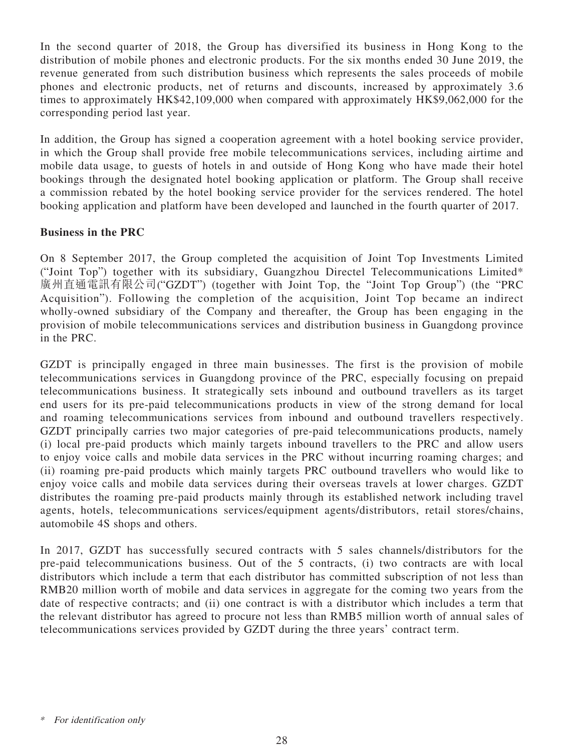In the second quarter of 2018, the Group has diversified its business in Hong Kong to the distribution of mobile phones and electronic products. For the six months ended 30 June 2019, the revenue generated from such distribution business which represents the sales proceeds of mobile phones and electronic products, net of returns and discounts, increased by approximately 3.6 times to approximately HK$42,109,000 when compared with approximately HK$9,062,000 for the corresponding period last year.

In addition, the Group has signed a cooperation agreement with a hotel booking service provider, in which the Group shall provide free mobile telecommunications services, including airtime and mobile data usage, to guests of hotels in and outside of Hong Kong who have made their hotel bookings through the designated hotel booking application or platform. The Group shall receive a commission rebated by the hotel booking service provider for the services rendered. The hotel booking application and platform have been developed and launched in the fourth quarter of 2017.

**Business in the PRC**

On 8 September 2017, the Group completed the acquisition of Joint Top Investments Limited ("Joint Top") together with its subsidiary, Guangzhou Directel Telecommunications Limited* 廣州直通電訊有限公司("GZDT") (together with Joint Top, the "Joint Top Group") (the "PRC Acquisition"). Following the completion of the acquisition, Joint Top became an indirect wholly-owned subsidiary of the Company and thereafter, the Group has been engaging in the provision of mobile telecommunications services and distribution business in Guangdong province in the PRC.

GZDT is principally engaged in three main businesses. The first is the provision of mobile telecommunications services in Guangdong province of the PRC, especially focusing on prepaid telecommunications business. It strategically sets inbound and outbound travellers as its target end users for its pre-paid telecommunications products in view of the strong demand for local and roaming telecommunications services from inbound and outbound travellers respectively. GZDT principally carries two major categories of pre-paid telecommunications products, namely (i) local pre-paid products which mainly targets inbound travellers to the PRC and allow users to enjoy voice calls and mobile data services in the PRC without incurring roaming charges; and (ii) roaming pre-paid products which mainly targets PRC outbound travellers who would like to enjoy voice calls and mobile data services during their overseas travels at lower charges. GZDT distributes the roaming pre-paid products mainly through its established network including travel agents, hotels, telecommunications services/equipment agents/distributors, retail stores/chains, automobile 4S shops and others.

In 2017, GZDT has successfully secured contracts with 5 sales channels/distributors for the pre-paid telecommunications business. Out of the 5 contracts, (i) two contracts are with local distributors which include a term that each distributor has committed subscription of not less than RMB20 million worth of mobile and data services in aggregate for the coming two years from the date of respective contracts; and (ii) one contract is with a distributor which includes a term that the relevant distributor has agreed to procure not less than RMB5 million worth of annual sales of telecommunications services provided by GZDT during the three years' contract term.

\* *For identification only*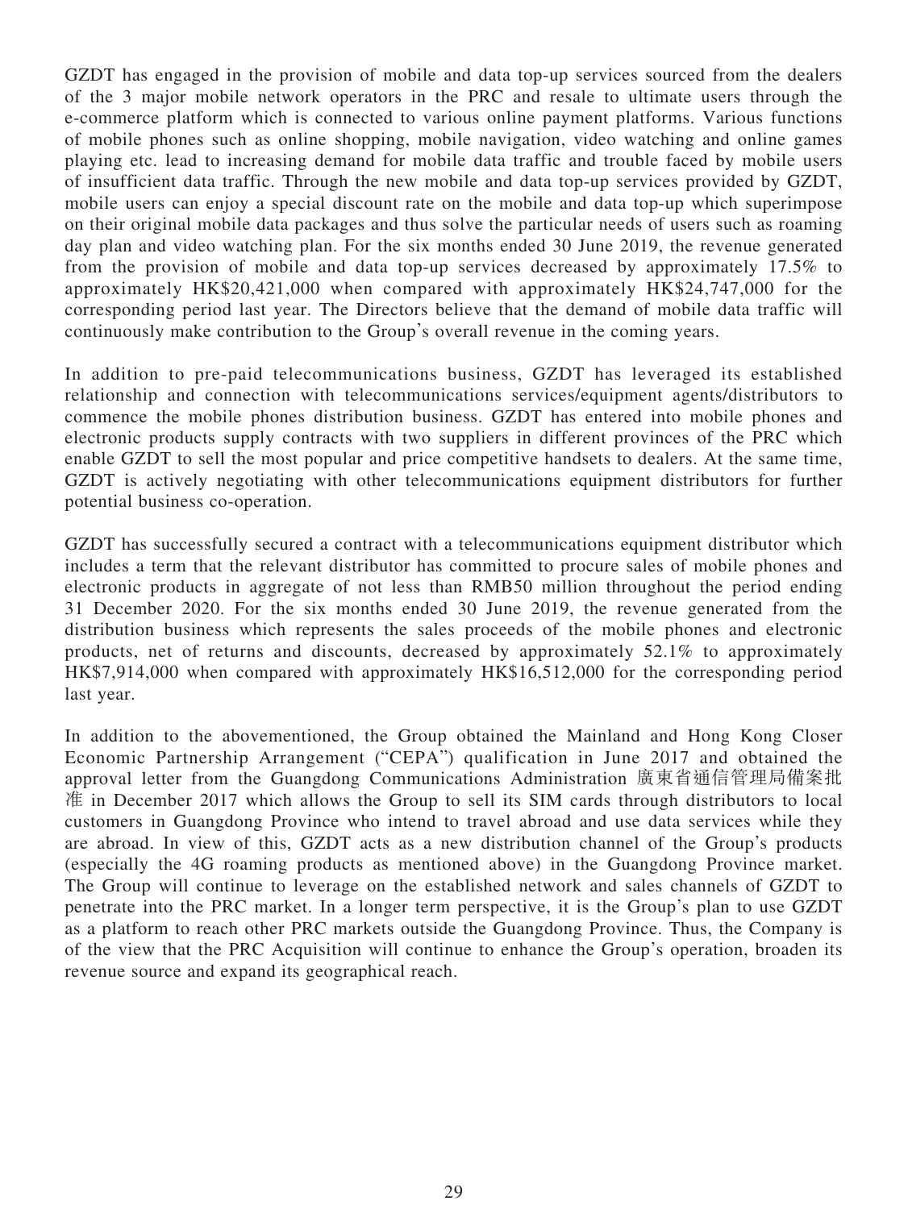GZDT has engaged in the provision of mobile and data top-up services sourced from the dealers of the 3 major mobile network operators in the PRC and resale to ultimate users through the e-commerce platform which is connected to various online payment platforms. Various functions of mobile phones such as online shopping, mobile navigation, video watching and online games playing etc. lead to increasing demand for mobile data traffic and trouble faced by mobile users of insufficient data traffic. Through the new mobile and data top-up services provided by GZDT, mobile users can enjoy a special discount rate on the mobile and data top-up which superimpose on their original mobile data packages and thus solve the particular needs of users such as roaming day plan and video watching plan. For the six months ended 30 June 2019, the revenue generated from the provision of mobile and data top-up services decreased by approximately 17.5% to approximately HK$20,421,000 when compared with approximately HK$24,747,000 for the corresponding period last year. The Directors believe that the demand of mobile data traffic will continuously make contribution to the Group's overall revenue in the coming years.

In addition to pre-paid telecommunications business, GZDT has leveraged its established relationship and connection with telecommunications services/equipment agents/distributors to commence the mobile phones distribution business. GZDT has entered into mobile phones and electronic products supply contracts with two suppliers in different provinces of the PRC which enable GZDT to sell the most popular and price competitive handsets to dealers. At the same time, GZDT is actively negotiating with other telecommunications equipment distributors for further potential business co-operation.

GZDT has successfully secured a contract with a telecommunications equipment distributor which includes a term that the relevant distributor has committed to procure sales of mobile phones and electronic products in aggregate of not less than RMB50 million throughout the period ending 31 December 2020. For the six months ended 30 June 2019, the revenue generated from the distribution business which represents the sales proceeds of the mobile phones and electronic products, net of returns and discounts, decreased by approximately 52.1% to approximately HK$7,914,000 when compared with approximately HK$16,512,000 for the corresponding period last year.

In addition to the abovementioned, the Group obtained the Mainland and Hong Kong Closer Economic Partnership Arrangement ("CEPA") qualification in June 2017 and obtained the approval letter from the Guangdong Communications Administration 廣東省通信管理局備案批准 in December 2017 which allows the Group to sell its SIM cards through distributors to local customers in Guangdong Province who intend to travel abroad and use data services while they are abroad. In view of this, GZDT acts as a new distribution channel of the Group's products (especially the 4G roaming products as mentioned above) in the Guangdong Province market. The Group will continue to leverage on the established network and sales channels of GZDT to penetrate into the PRC market. In a longer term perspective, it is the Group's plan to use GZDT as a platform to reach other PRC markets outside the Guangdong Province. Thus, the Company is of the view that the PRC Acquisition will continue to enhance the Group's operation, broaden its revenue source and expand its geographical reach.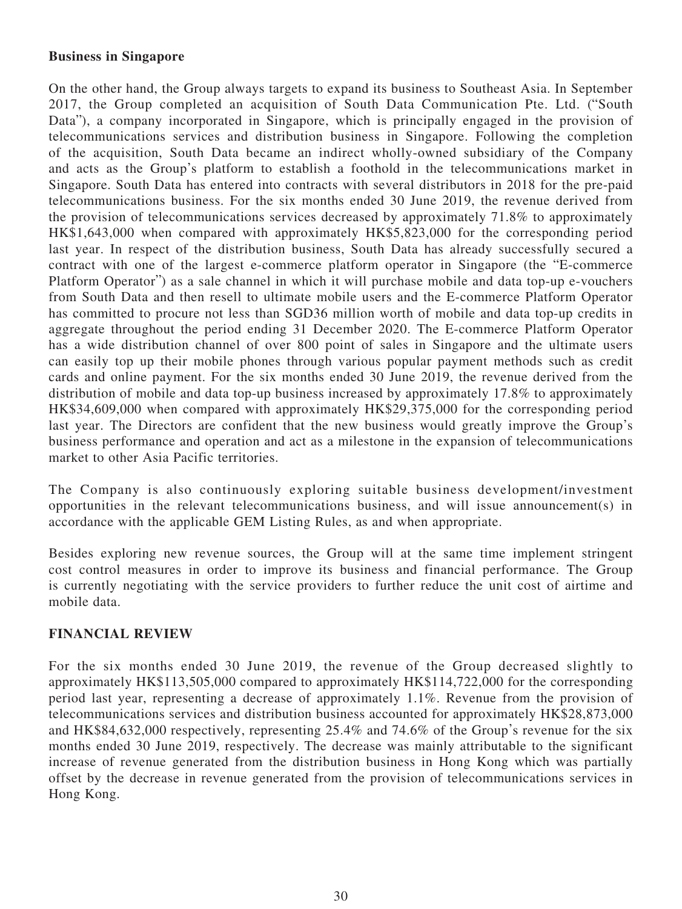**Business in Singapore**

On the other hand, the Group always targets to expand its business to Southeast Asia. In September 2017, the Group completed an acquisition of South Data Communication Pte. Ltd. ("South Data"), a company incorporated in Singapore, which is principally engaged in the provision of telecommunications services and distribution business in Singapore. Following the completion of the acquisition, South Data became an indirect wholly-owned subsidiary of the Company and acts as the Group's platform to establish a foothold in the telecommunications market in Singapore. South Data has entered into contracts with several distributors in 2018 for the pre-paid telecommunications business. For the six months ended 30 June 2019, the revenue derived from the provision of telecommunications services decreased by approximately 71.8% to approximately HK$1,643,000 when compared with approximately HK$5,823,000 for the corresponding period last year. In respect of the distribution business, South Data has already successfully secured a contract with one of the largest e-commerce platform operator in Singapore (the "E-commerce Platform Operator") as a sale channel in which it will purchase mobile and data top-up e-vouchers from South Data and then resell to ultimate mobile users and the E-commerce Platform Operator has committed to procure not less than SGD36 million worth of mobile and data top-up credits in aggregate throughout the period ending 31 December 2020. The E-commerce Platform Operator has a wide distribution channel of over 800 point of sales in Singapore and the ultimate users can easily top up their mobile phones through various popular payment methods such as credit cards and online payment. For the six months ended 30 June 2019, the revenue derived from the distribution of mobile and data top-up business increased by approximately 17.8% to approximately HK$34,609,000 when compared with approximately HK$29,375,000 for the corresponding period last year. The Directors are confident that the new business would greatly improve the Group's business performance and operation and act as a milestone in the expansion of telecommunications market to other Asia Pacific territories.

The Company is also continuously exploring suitable business development/investment opportunities in the relevant telecommunications business, and will issue announcement(s) in accordance with the applicable GEM Listing Rules, as and when appropriate.

Besides exploring new revenue sources, the Group will at the same time implement stringent cost control measures in order to improve its business and financial performance. The Group is currently negotiating with the service providers to further reduce the unit cost of airtime and mobile data.

## FINANCIAL REVIEW

For the six months ended 30 June 2019, the revenue of the Group decreased slightly to approximately HK$113,505,000 compared to approximately HK$114,722,000 for the corresponding period last year, representing a decrease of approximately 1.1%. Revenue from the provision of telecommunications services and distribution business accounted for approximately HK$28,873,000 and HK$84,632,000 respectively, representing 25.4% and 74.6% of the Group's revenue for the six months ended 30 June 2019, respectively. The decrease was mainly attributable to the significant increase of revenue generated from the distribution business in Hong Kong which was partially offset by the decrease in revenue generated from the provision of telecommunications services in Hong Kong.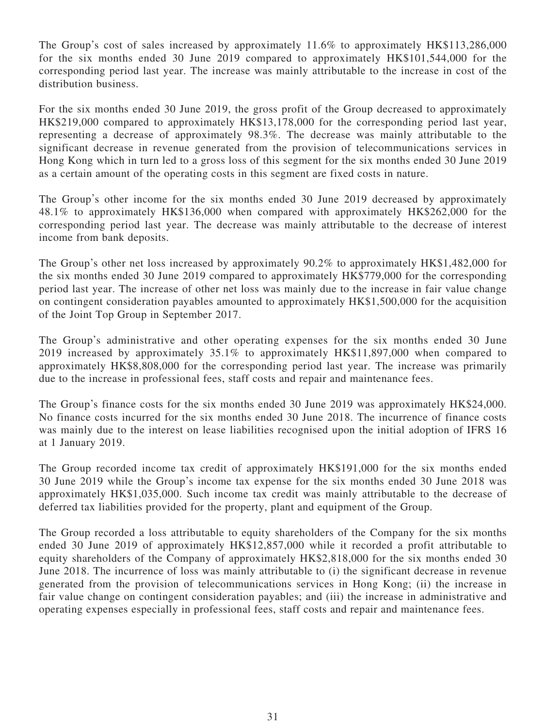The Group's cost of sales increased by approximately 11.6% to approximately HK$113,286,000 for the six months ended 30 June 2019 compared to approximately HK$101,544,000 for the corresponding period last year. The increase was mainly attributable to the increase in cost of the distribution business.

For the six months ended 30 June 2019, the gross profit of the Group decreased to approximately HK$219,000 compared to approximately HK$13,178,000 for the corresponding period last year, representing a decrease of approximately 98.3%. The decrease was mainly attributable to the significant decrease in revenue generated from the provision of telecommunications services in Hong Kong which in turn led to a gross loss of this segment for the six months ended 30 June 2019 as a certain amount of the operating costs in this segment are fixed costs in nature.

The Group's other income for the six months ended 30 June 2019 decreased by approximately 48.1% to approximately HK$136,000 when compared with approximately HK$262,000 for the corresponding period last year. The decrease was mainly attributable to the decrease of interest income from bank deposits.

The Group's other net loss increased by approximately 90.2% to approximately HK$1,482,000 for the six months ended 30 June 2019 compared to approximately HK$779,000 for the corresponding period last year. The increase of other net loss was mainly due to the increase in fair value change on contingent consideration payables amounted to approximately HK$1,500,000 for the acquisition of the Joint Top Group in September 2017.

The Group's administrative and other operating expenses for the six months ended 30 June 2019 increased by approximately 35.1% to approximately HK$11,897,000 when compared to approximately HK$8,808,000 for the corresponding period last year. The increase was primarily due to the increase in professional fees, staff costs and repair and maintenance fees.

The Group's finance costs for the six months ended 30 June 2019 was approximately HK$24,000. No finance costs incurred for the six months ended 30 June 2018. The incurrence of finance costs was mainly due to the interest on lease liabilities recognised upon the initial adoption of IFRS 16 at 1 January 2019.

The Group recorded income tax credit of approximately HK$191,000 for the six months ended 30 June 2019 while the Group's income tax expense for the six months ended 30 June 2018 was approximately HK$1,035,000. Such income tax credit was mainly attributable to the decrease of deferred tax liabilities provided for the property, plant and equipment of the Group.

The Group recorded a loss attributable to equity shareholders of the Company for the six months ended 30 June 2019 of approximately HK$12,857,000 while it recorded a profit attributable to equity shareholders of the Company of approximately HK$2,818,000 for the six months ended 30 June 2018. The incurrence of loss was mainly attributable to (i) the significant decrease in revenue generated from the provision of telecommunications services in Hong Kong; (ii) the increase in fair value change on contingent consideration payables; and (iii) the increase in administrative and operating expenses especially in professional fees, staff costs and repair and maintenance fees.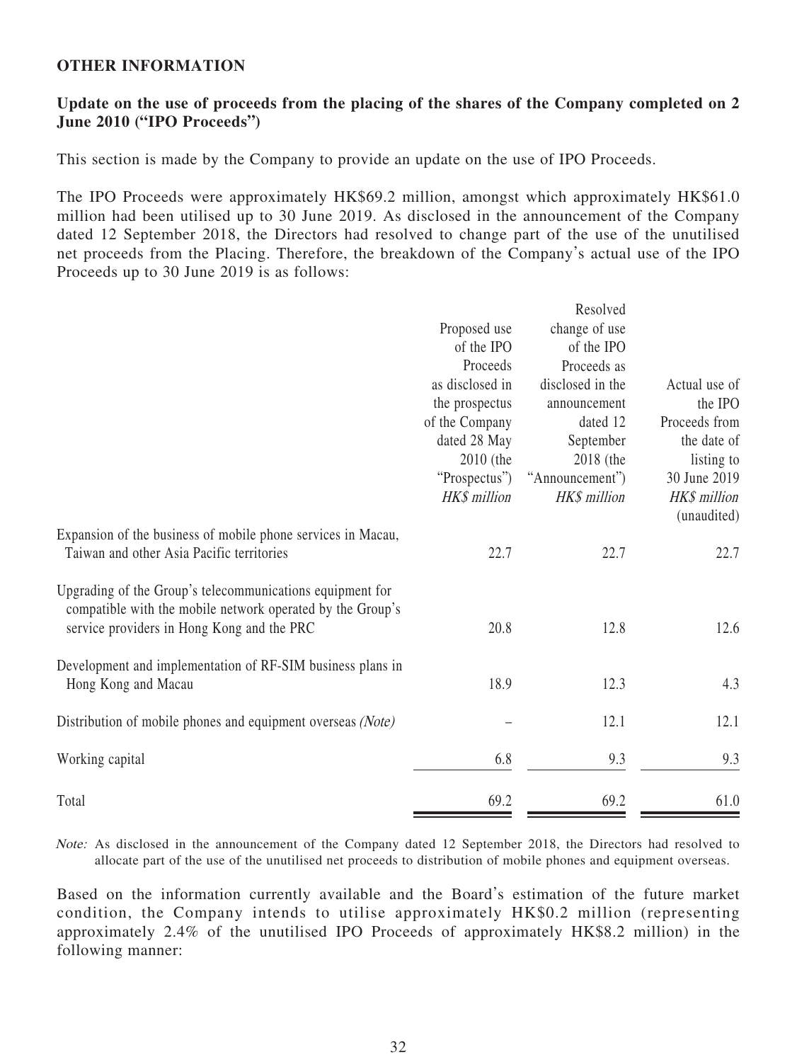**OTHER INFORMATION**

**Update on the use of proceeds from the placing of the shares of the Company completed on 2 June 2010 ("IPO Proceeds")**

This section is made by the Company to provide an update on the use of IPO Proceeds.

The IPO Proceeds were approximately HK$69.2 million, amongst which approximately HK$61.0 million had been utilised up to 30 June 2019. As disclosed in the announcement of the Company dated 12 September 2018, the Directors had resolved to change part of the use of the unutilised net proceeds from the Placing. Therefore, the breakdown of the Company's actual use of the IPO Proceeds up to 30 June 2019 is as follows:

| | Proposed use of the IPO Proceeds as disclosed in the prospectus of the Company dated 28 May 2010 (the "Prospectus") *HK$ million* | Resolved change of use of the IPO Proceeds as disclosed in the announcement dated 12 September 2018 (the "Announcement") *HK$ million* | Actual use of the IPO Proceeds from the date of listing to 30 June 2019 *HK$ million* (unaudited) |
|---|---|---|---|
| Expansion of the business of mobile phone services in Macau, Taiwan and other Asia Pacific territories | 22.7 | 22.7 | 22.7 |
| Upgrading of the Group's telecommunications equipment for compatible with the mobile network operated by the Group's service providers in Hong Kong and the PRC | 20.8 | 12.8 | 12.6 |
| Development and implementation of RF-SIM business plans in Hong Kong and Macau | 18.9 | 12.3 | 4.3 |
| Distribution of mobile phones and equipment overseas *(Note)* | – | 12.1 | 12.1 |
| Working capital | 6.8 | 9.3 | 9.3 |
| Total | 69.2 | 69.2 | 61.0 |

*Note:* As disclosed in the announcement of the Company dated 12 September 2018, the Directors had resolved to allocate part of the use of the unutilised net proceeds to distribution of mobile phones and equipment overseas.

Based on the information currently available and the Board's estimation of the future market condition, the Company intends to utilise approximately HK$0.2 million (representing approximately 2.4% of the unutilised IPO Proceeds of approximately HK$8.2 million) in the following manner: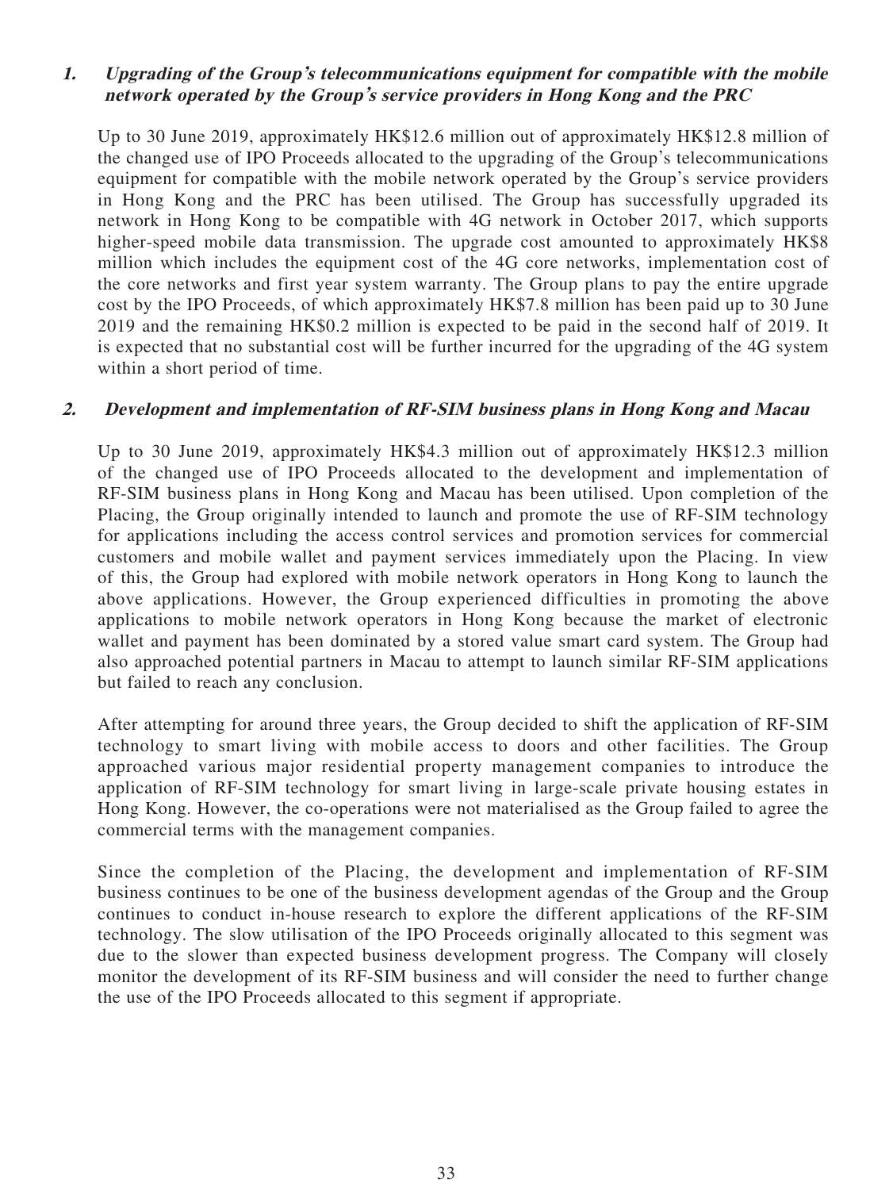### 1. *Upgrading of the Group's telecommunications equipment for compatible with the mobile network operated by the Group's service providers in Hong Kong and the PRC*

Up to 30 June 2019, approximately HK$12.6 million out of approximately HK$12.8 million of the changed use of IPO Proceeds allocated to the upgrading of the Group's telecommunications equipment for compatible with the mobile network operated by the Group's service providers in Hong Kong and the PRC has been utilised. The Group has successfully upgraded its network in Hong Kong to be compatible with 4G network in October 2017, which supports higher-speed mobile data transmission. The upgrade cost amounted to approximately HK$8 million which includes the equipment cost of the 4G core networks, implementation cost of the core networks and first year system warranty. The Group plans to pay the entire upgrade cost by the IPO Proceeds, of which approximately HK$7.8 million has been paid up to 30 June 2019 and the remaining HK$0.2 million is expected to be paid in the second half of 2019. It is expected that no substantial cost will be further incurred for the upgrading of the 4G system within a short period of time.

### 2. *Development and implementation of RF-SIM business plans in Hong Kong and Macau*

Up to 30 June 2019, approximately HK$4.3 million out of approximately HK$12.3 million of the changed use of IPO Proceeds allocated to the development and implementation of RF-SIM business plans in Hong Kong and Macau has been utilised. Upon completion of the Placing, the Group originally intended to launch and promote the use of RF-SIM technology for applications including the access control services and promotion services for commercial customers and mobile wallet and payment services immediately upon the Placing. In view of this, the Group had explored with mobile network operators in Hong Kong to launch the above applications. However, the Group experienced difficulties in promoting the above applications to mobile network operators in Hong Kong because the market of electronic wallet and payment has been dominated by a stored value smart card system. The Group had also approached potential partners in Macau to attempt to launch similar RF-SIM applications but failed to reach any conclusion.

After attempting for around three years, the Group decided to shift the application of RF-SIM technology to smart living with mobile access to doors and other facilities. The Group approached various major residential property management companies to introduce the application of RF-SIM technology for smart living in large-scale private housing estates in Hong Kong. However, the co-operations were not materialised as the Group failed to agree the commercial terms with the management companies.

Since the completion of the Placing, the development and implementation of RF-SIM business continues to be one of the business development agendas of the Group and the Group continues to conduct in-house research to explore the different applications of the RF-SIM technology. The slow utilisation of the IPO Proceeds originally allocated to this segment was due to the slower than expected business development progress. The Company will closely monitor the development of its RF-SIM business and will consider the need to further change the use of the IPO Proceeds allocated to this segment if appropriate.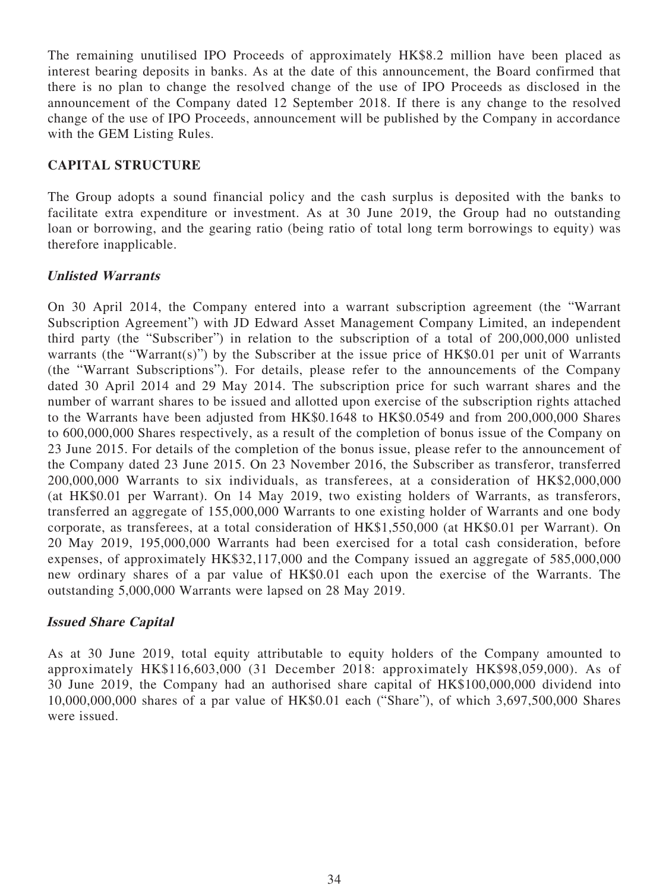The remaining unutilised IPO Proceeds of approximately HK$8.2 million have been placed as interest bearing deposits in banks. As at the date of this announcement, the Board confirmed that there is no plan to change the resolved change of the use of IPO Proceeds as disclosed in the announcement of the Company dated 12 September 2018. If there is any change to the resolved change of the use of IPO Proceeds, announcement will be published by the Company in accordance with the GEM Listing Rules.

## CAPITAL STRUCTURE

The Group adopts a sound financial policy and the cash surplus is deposited with the banks to facilitate extra expenditure or investment. As at 30 June 2019, the Group had no outstanding loan or borrowing, and the gearing ratio (being ratio of total long term borrowings to equity) was therefore inapplicable.

### *Unlisted Warrants*

On 30 April 2014, the Company entered into a warrant subscription agreement (the "Warrant Subscription Agreement") with JD Edward Asset Management Company Limited, an independent third party (the "Subscriber") in relation to the subscription of a total of 200,000,000 unlisted warrants (the "Warrant(s)") by the Subscriber at the issue price of HK$0.01 per unit of Warrants (the "Warrant Subscriptions"). For details, please refer to the announcements of the Company dated 30 April 2014 and 29 May 2014. The subscription price for such warrant shares and the number of warrant shares to be issued and allotted upon exercise of the subscription rights attached to the Warrants have been adjusted from HK$0.1648 to HK$0.0549 and from 200,000,000 Shares to 600,000,000 Shares respectively, as a result of the completion of bonus issue of the Company on 23 June 2015. For details of the completion of the bonus issue, please refer to the announcement of the Company dated 23 June 2015. On 23 November 2016, the Subscriber as transferor, transferred 200,000,000 Warrants to six individuals, as transferees, at a consideration of HK$2,000,000 (at HK$0.01 per Warrant). On 14 May 2019, two existing holders of Warrants, as transferors, transferred an aggregate of 155,000,000 Warrants to one existing holder of Warrants and one body corporate, as transferees, at a total consideration of HK$1,550,000 (at HK$0.01 per Warrant). On 20 May 2019, 195,000,000 Warrants had been exercised for a total cash consideration, before expenses, of approximately HK$32,117,000 and the Company issued an aggregate of 585,000,000 new ordinary shares of a par value of HK$0.01 each upon the exercise of the Warrants. The outstanding 5,000,000 Warrants were lapsed on 28 May 2019.

### *Issued Share Capital*

As at 30 June 2019, total equity attributable to equity holders of the Company amounted to approximately HK$116,603,000 (31 December 2018: approximately HK$98,059,000). As of 30 June 2019, the Company had an authorised share capital of HK$100,000,000 dividend into 10,000,000,000 shares of a par value of HK$0.01 each ("Share"), of which 3,697,500,000 Shares were issued.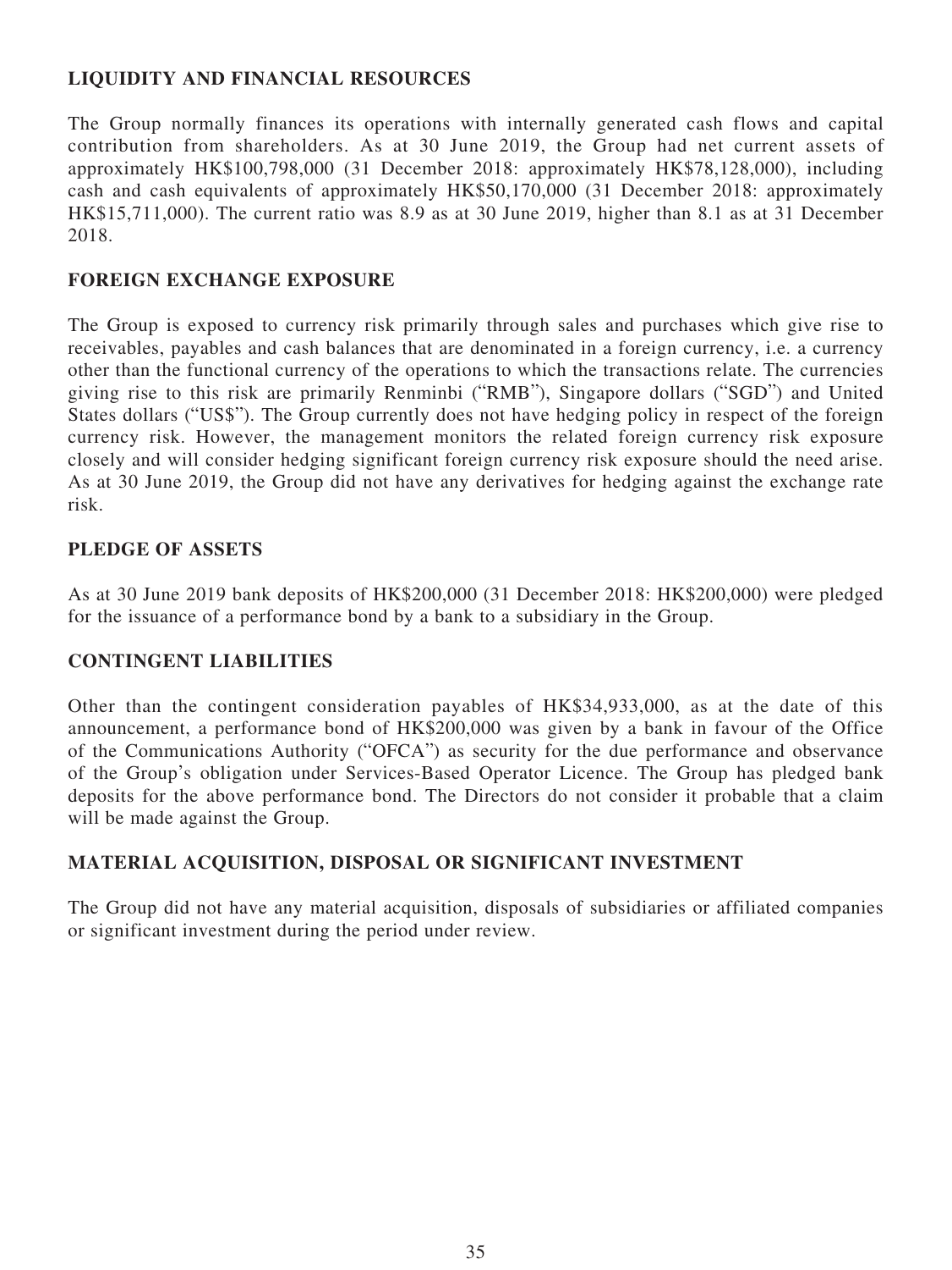## LIQUIDITY AND FINANCIAL RESOURCES

The Group normally finances its operations with internally generated cash flows and capital contribution from shareholders. As at 30 June 2019, the Group had net current assets of approximately HK$100,798,000 (31 December 2018: approximately HK$78,128,000), including cash and cash equivalents of approximately HK$50,170,000 (31 December 2018: approximately HK$15,711,000). The current ratio was 8.9 as at 30 June 2019, higher than 8.1 as at 31 December 2018.

## FOREIGN EXCHANGE EXPOSURE

The Group is exposed to currency risk primarily through sales and purchases which give rise to receivables, payables and cash balances that are denominated in a foreign currency, i.e. a currency other than the functional currency of the operations to which the transactions relate. The currencies giving rise to this risk are primarily Renminbi ("RMB"), Singapore dollars ("SGD") and United States dollars ("US$"). The Group currently does not have hedging policy in respect of the foreign currency risk. However, the management monitors the related foreign currency risk exposure closely and will consider hedging significant foreign currency risk exposure should the need arise. As at 30 June 2019, the Group did not have any derivatives for hedging against the exchange rate risk.

## PLEDGE OF ASSETS

As at 30 June 2019 bank deposits of HK$200,000 (31 December 2018: HK$200,000) were pledged for the issuance of a performance bond by a bank to a subsidiary in the Group.

## CONTINGENT LIABILITIES

Other than the contingent consideration payables of HK$34,933,000, as at the date of this announcement, a performance bond of HK$200,000 was given by a bank in favour of the Office of the Communications Authority ("OFCA") as security for the due performance and observance of the Group's obligation under Services-Based Operator Licence. The Group has pledged bank deposits for the above performance bond. The Directors do not consider it probable that a claim will be made against the Group.

## MATERIAL ACQUISITION, DISPOSAL OR SIGNIFICANT INVESTMENT

The Group did not have any material acquisition, disposals of subsidiaries or affiliated companies or significant investment during the period under review.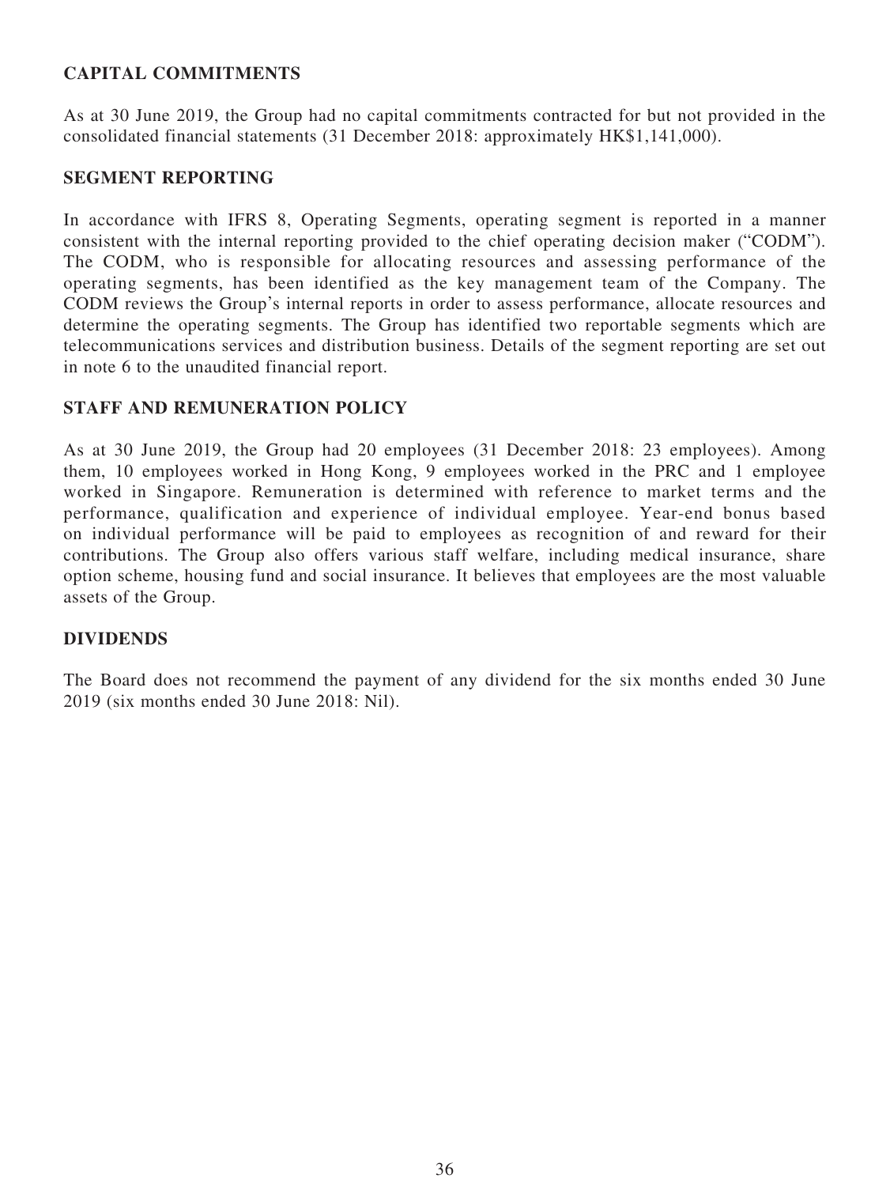## CAPITAL COMMITMENTS

As at 30 June 2019, the Group had no capital commitments contracted for but not provided in the consolidated financial statements (31 December 2018: approximately HK$1,141,000).

## SEGMENT REPORTING

In accordance with IFRS 8, Operating Segments, operating segment is reported in a manner consistent with the internal reporting provided to the chief operating decision maker ("CODM"). The CODM, who is responsible for allocating resources and assessing performance of the operating segments, has been identified as the key management team of the Company. The CODM reviews the Group's internal reports in order to assess performance, allocate resources and determine the operating segments. The Group has identified two reportable segments which are telecommunications services and distribution business. Details of the segment reporting are set out in note 6 to the unaudited financial report.

## STAFF AND REMUNERATION POLICY

As at 30 June 2019, the Group had 20 employees (31 December 2018: 23 employees). Among them, 10 employees worked in Hong Kong, 9 employees worked in the PRC and 1 employee worked in Singapore. Remuneration is determined with reference to market terms and the performance, qualification and experience of individual employee. Year-end bonus based on individual performance will be paid to employees as recognition of and reward for their contributions. The Group also offers various staff welfare, including medical insurance, share option scheme, housing fund and social insurance. It believes that employees are the most valuable assets of the Group.

## DIVIDENDS

The Board does not recommend the payment of any dividend for the six months ended 30 June 2019 (six months ended 30 June 2018: Nil).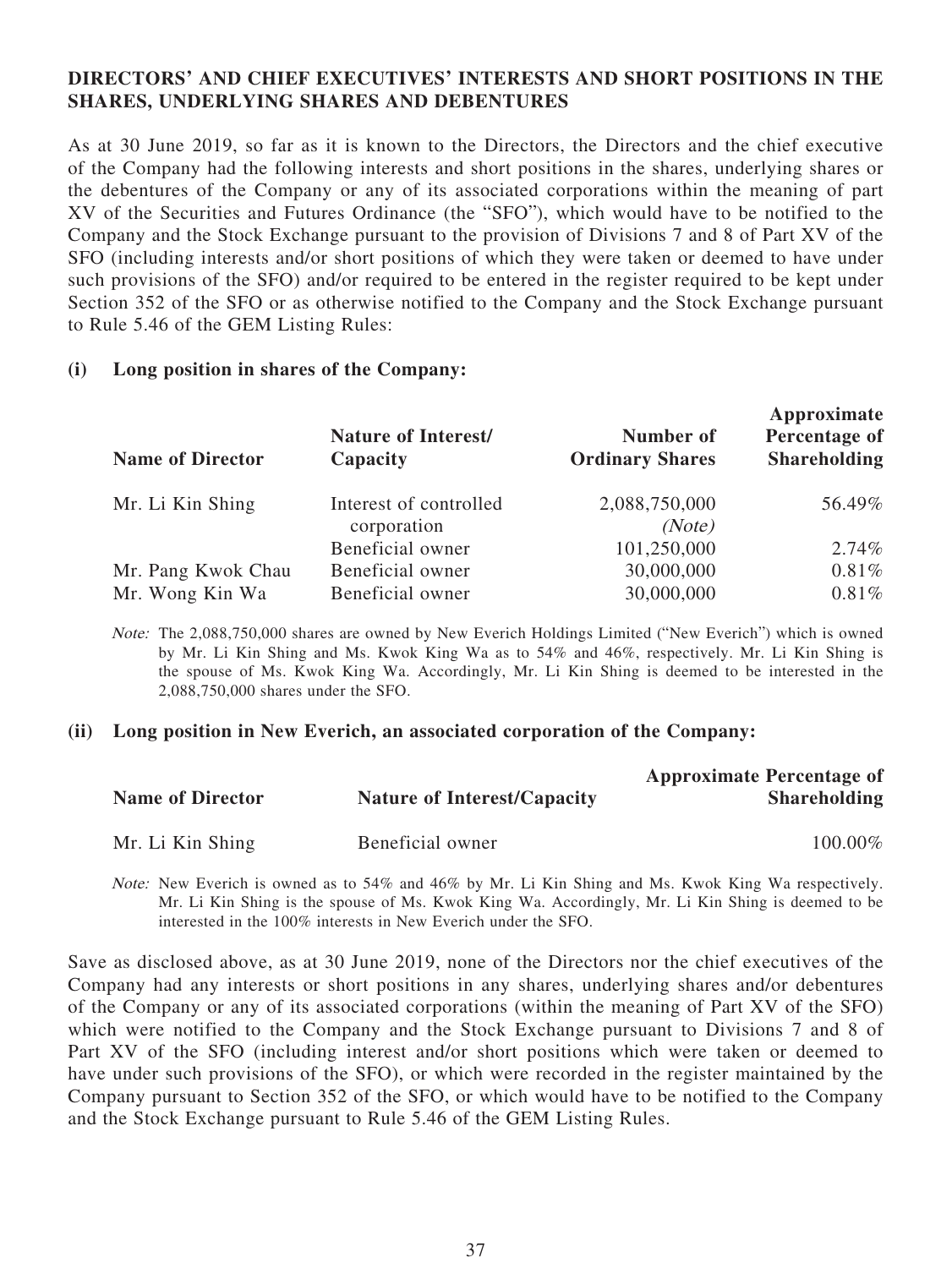## DIRECTORS' AND CHIEF EXECUTIVES' INTERESTS AND SHORT POSITIONS IN THE SHARES, UNDERLYING SHARES AND DEBENTURES

As at 30 June 2019, so far as it is known to the Directors, the Directors and the chief executive of the Company had the following interests and short positions in the shares, underlying shares or the debentures of the Company or any of its associated corporations within the meaning of part XV of the Securities and Futures Ordinance (the "SFO"), which would have to be notified to the Company and the Stock Exchange pursuant to the provision of Divisions 7 and 8 of Part XV of the SFO (including interests and/or short positions of which they were taken or deemed to have under such provisions of the SFO) and/or required to be entered in the register required to be kept under Section 352 of the SFO or as otherwise notified to the Company and the Stock Exchange pursuant to Rule 5.46 of the GEM Listing Rules:

### (i) Long position in shares of the Company:

| Name of Director | Nature of Interest/ Capacity | Number of Ordinary Shares | Approximate Percentage of Shareholding |
|---|---|---|---|
| Mr. Li Kin Shing | Interest of controlled corporation | 2,088,750,000 *(Note)* | 56.49% |
| | Beneficial owner | 101,250,000 | 2.74% |
| Mr. Pang Kwok Chau | Beneficial owner | 30,000,000 | 0.81% |
| Mr. Wong Kin Wa | Beneficial owner | 30,000,000 | 0.81% |

*Note:* The 2,088,750,000 shares are owned by New Everich Holdings Limited ("New Everich") which is owned by Mr. Li Kin Shing and Ms. Kwok King Wa as to 54% and 46%, respectively. Mr. Li Kin Shing is the spouse of Ms. Kwok King Wa. Accordingly, Mr. Li Kin Shing is deemed to be interested in the 2,088,750,000 shares under the SFO.

### (ii) Long position in New Everich, an associated corporation of the Company:

| Name of Director | Nature of Interest/Capacity | Approximate Percentage of Shareholding |
|---|---|---|
| Mr. Li Kin Shing | Beneficial owner | 100.00% |

*Note:* New Everich is owned as to 54% and 46% by Mr. Li Kin Shing and Ms. Kwok King Wa respectively. Mr. Li Kin Shing is the spouse of Ms. Kwok King Wa. Accordingly, Mr. Li Kin Shing is deemed to be interested in the 100% interests in New Everich under the SFO.

Save as disclosed above, as at 30 June 2019, none of the Directors nor the chief executives of the Company had any interests or short positions in any shares, underlying shares and/or debentures of the Company or any of its associated corporations (within the meaning of Part XV of the SFO) which were notified to the Company and the Stock Exchange pursuant to Divisions 7 and 8 of Part XV of the SFO (including interest and/or short positions which were taken or deemed to have under such provisions of the SFO), or which were recorded in the register maintained by the Company pursuant to Section 352 of the SFO, or which would have to be notified to the Company and the Stock Exchange pursuant to Rule 5.46 of the GEM Listing Rules.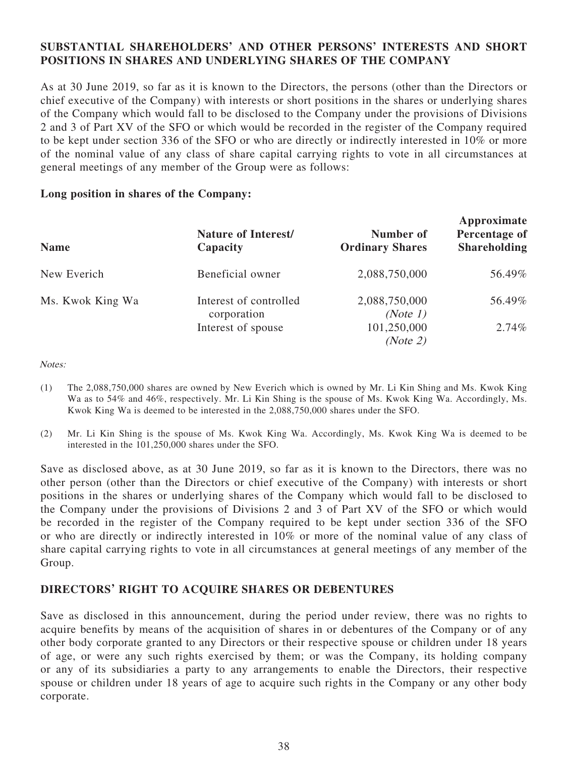## SUBSTANTIAL SHAREHOLDERS' AND OTHER PERSONS' INTERESTS AND SHORT POSITIONS IN SHARES AND UNDERLYING SHARES OF THE COMPANY

As at 30 June 2019, so far as it is known to the Directors, the persons (other than the Directors or chief executive of the Company) with interests or short positions in the shares or underlying shares of the Company which would fall to be disclosed to the Company under the provisions of Divisions 2 and 3 of Part XV of the SFO or which would be recorded in the register of the Company required to be kept under section 336 of the SFO or who are directly or indirectly interested in 10% or more of the nominal value of any class of share capital carrying rights to vote in all circumstances at general meetings of any member of the Group were as follows:

**Long position in shares of the Company:**

| Name | Nature of Interest/ Capacity | Number of Ordinary Shares | Approximate Percentage of Shareholding |
|---|---|---|---|
| New Everich | Beneficial owner | 2,088,750,000 | 56.49% |
| Ms. Kwok King Wa | Interest of controlled corporation | 2,088,750,000 *(Note 1)* | 56.49% |
| | Interest of spouse | 101,250,000 *(Note 2)* | 2.74% |

*Notes:*

(1) The 2,088,750,000 shares are owned by New Everich which is owned by Mr. Li Kin Shing and Ms. Kwok King Wa as to 54% and 46%, respectively. Mr. Li Kin Shing is the spouse of Ms. Kwok King Wa. Accordingly, Ms. Kwok King Wa is deemed to be interested in the 2,088,750,000 shares under the SFO.

(2) Mr. Li Kin Shing is the spouse of Ms. Kwok King Wa. Accordingly, Ms. Kwok King Wa is deemed to be interested in the 101,250,000 shares under the SFO.

Save as disclosed above, as at 30 June 2019, so far as it is known to the Directors, there was no other person (other than the Directors or chief executive of the Company) with interests or short positions in the shares or underlying shares of the Company which would fall to be disclosed to the Company under the provisions of Divisions 2 and 3 of Part XV of the SFO or which would be recorded in the register of the Company required to be kept under section 336 of the SFO or who are directly or indirectly interested in 10% or more of the nominal value of any class of share capital carrying rights to vote in all circumstances at general meetings of any member of the Group.

## DIRECTORS' RIGHT TO ACQUIRE SHARES OR DEBENTURES

Save as disclosed in this announcement, during the period under review, there was no rights to acquire benefits by means of the acquisition of shares in or debentures of the Company or of any other body corporate granted to any Directors or their respective spouse or children under 18 years of age, or were any such rights exercised by them; or was the Company, its holding company or any of its subsidiaries a party to any arrangements to enable the Directors, their respective spouse or children under 18 years of age to acquire such rights in the Company or any other body corporate.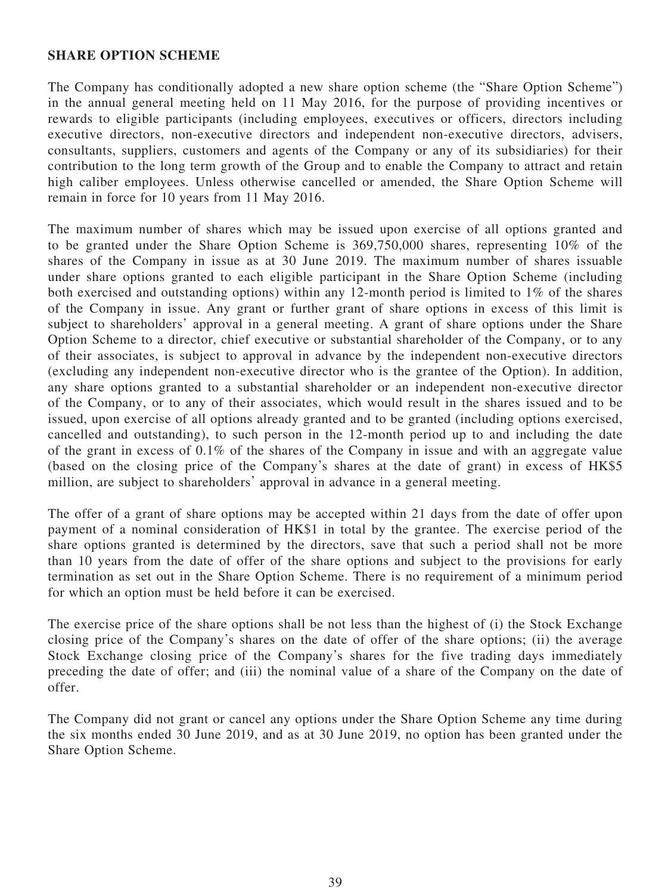**SHARE OPTION SCHEME**

The Company has conditionally adopted a new share option scheme (the "Share Option Scheme") in the annual general meeting held on 11 May 2016, for the purpose of providing incentives or rewards to eligible participants (including employees, executives or officers, directors including executive directors, non-executive directors and independent non-executive directors, advisers, consultants, suppliers, customers and agents of the Company or any of its subsidiaries) for their contribution to the long term growth of the Group and to enable the Company to attract and retain high caliber employees. Unless otherwise cancelled or amended, the Share Option Scheme will remain in force for 10 years from 11 May 2016.

The maximum number of shares which may be issued upon exercise of all options granted and to be granted under the Share Option Scheme is 369,750,000 shares, representing 10% of the shares of the Company in issue as at 30 June 2019. The maximum number of shares issuable under share options granted to each eligible participant in the Share Option Scheme (including both exercised and outstanding options) within any 12-month period is limited to 1% of the shares of the Company in issue. Any grant or further grant of share options in excess of this limit is subject to shareholders' approval in a general meeting. A grant of share options under the Share Option Scheme to a director, chief executive or substantial shareholder of the Company, or to any of their associates, is subject to approval in advance by the independent non-executive directors (excluding any independent non-executive director who is the grantee of the Option). In addition, any share options granted to a substantial shareholder or an independent non-executive director of the Company, or to any of their associates, which would result in the shares issued and to be issued, upon exercise of all options already granted and to be granted (including options exercised, cancelled and outstanding), to such person in the 12-month period up to and including the date of the grant in excess of 0.1% of the shares of the Company in issue and with an aggregate value (based on the closing price of the Company's shares at the date of grant) in excess of HK$5 million, are subject to shareholders' approval in advance in a general meeting.

The offer of a grant of share options may be accepted within 21 days from the date of offer upon payment of a nominal consideration of HK$1 in total by the grantee. The exercise period of the share options granted is determined by the directors, save that such a period shall not be more than 10 years from the date of offer of the share options and subject to the provisions for early termination as set out in the Share Option Scheme. There is no requirement of a minimum period for which an option must be held before it can be exercised.

The exercise price of the share options shall be not less than the highest of (i) the Stock Exchange closing price of the Company's shares on the date of offer of the share options; (ii) the average Stock Exchange closing price of the Company's shares for the five trading days immediately preceding the date of offer; and (iii) the nominal value of a share of the Company on the date of offer.

The Company did not grant or cancel any options under the Share Option Scheme any time during the six months ended 30 June 2019, and as at 30 June 2019, no option has been granted under the Share Option Scheme.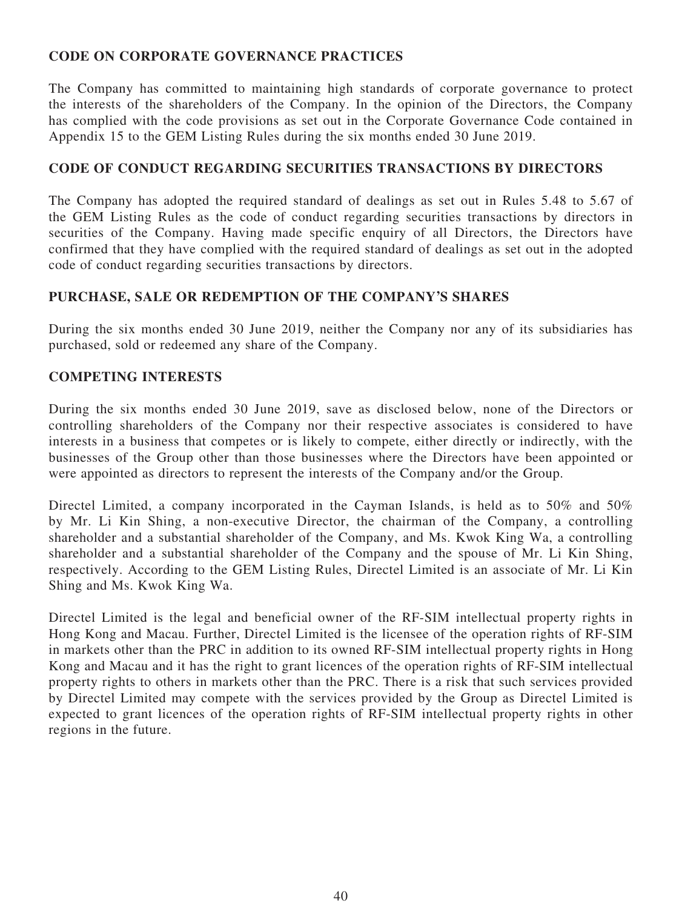## CODE ON CORPORATE GOVERNANCE PRACTICES

The Company has committed to maintaining high standards of corporate governance to protect the interests of the shareholders of the Company. In the opinion of the Directors, the Company has complied with the code provisions as set out in the Corporate Governance Code contained in Appendix 15 to the GEM Listing Rules during the six months ended 30 June 2019.

## CODE OF CONDUCT REGARDING SECURITIES TRANSACTIONS BY DIRECTORS

The Company has adopted the required standard of dealings as set out in Rules 5.48 to 5.67 of the GEM Listing Rules as the code of conduct regarding securities transactions by directors in securities of the Company. Having made specific enquiry of all Directors, the Directors have confirmed that they have complied with the required standard of dealings as set out in the adopted code of conduct regarding securities transactions by directors.

## PURCHASE, SALE OR REDEMPTION OF THE COMPANY'S SHARES

During the six months ended 30 June 2019, neither the Company nor any of its subsidiaries has purchased, sold or redeemed any share of the Company.

## COMPETING INTERESTS

During the six months ended 30 June 2019, save as disclosed below, none of the Directors or controlling shareholders of the Company nor their respective associates is considered to have interests in a business that competes or is likely to compete, either directly or indirectly, with the businesses of the Group other than those businesses where the Directors have been appointed or were appointed as directors to represent the interests of the Company and/or the Group.

Directel Limited, a company incorporated in the Cayman Islands, is held as to 50% and 50% by Mr. Li Kin Shing, a non-executive Director, the chairman of the Company, a controlling shareholder and a substantial shareholder of the Company, and Ms. Kwok King Wa, a controlling shareholder and a substantial shareholder of the Company and the spouse of Mr. Li Kin Shing, respectively. According to the GEM Listing Rules, Directel Limited is an associate of Mr. Li Kin Shing and Ms. Kwok King Wa.

Directel Limited is the legal and beneficial owner of the RF-SIM intellectual property rights in Hong Kong and Macau. Further, Directel Limited is the licensee of the operation rights of RF-SIM in markets other than the PRC in addition to its owned RF-SIM intellectual property rights in Hong Kong and Macau and it has the right to grant licences of the operation rights of RF-SIM intellectual property rights to others in markets other than the PRC. There is a risk that such services provided by Directel Limited may compete with the services provided by the Group as Directel Limited is expected to grant licences of the operation rights of RF-SIM intellectual property rights in other regions in the future.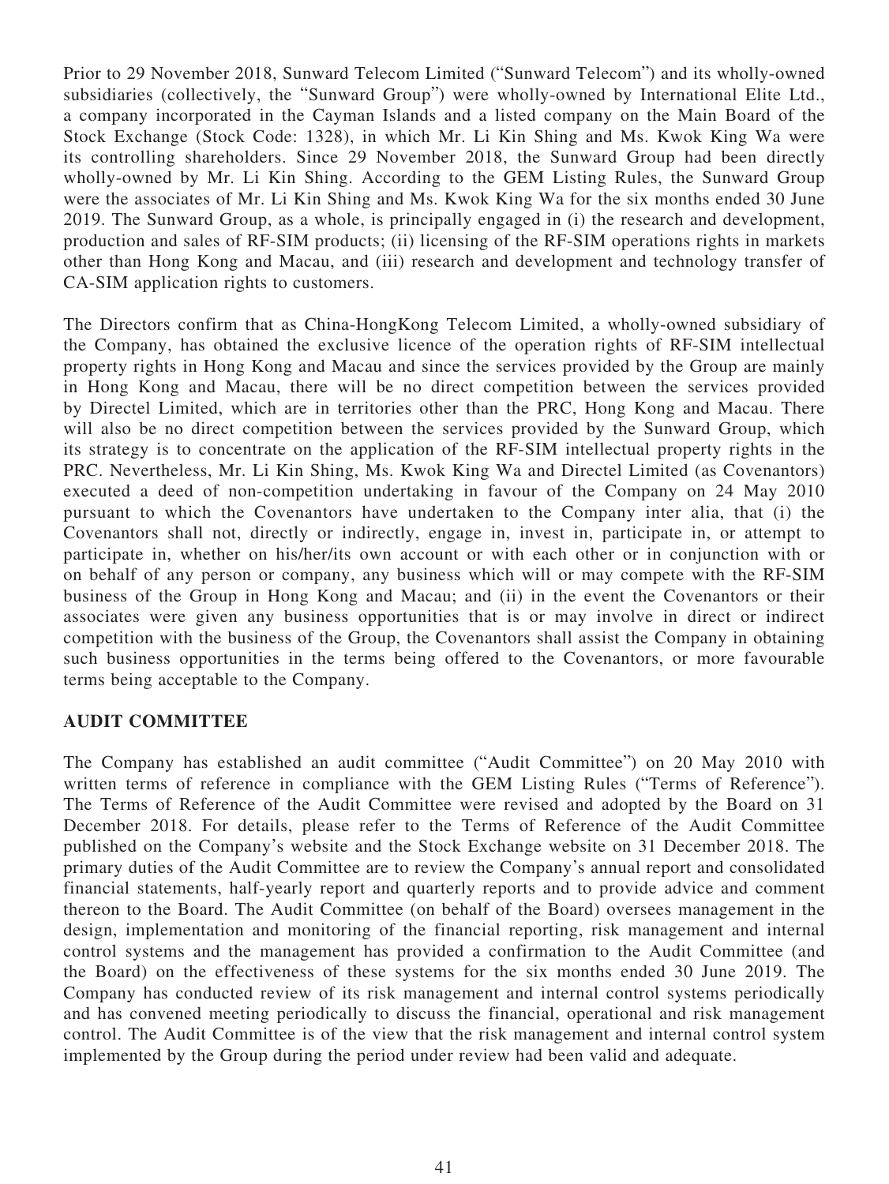Prior to 29 November 2018, Sunward Telecom Limited ("Sunward Telecom") and its wholly-owned subsidiaries (collectively, the "Sunward Group") were wholly-owned by International Elite Ltd., a company incorporated in the Cayman Islands and a listed company on the Main Board of the Stock Exchange (Stock Code: 1328), in which Mr. Li Kin Shing and Ms. Kwok King Wa were its controlling shareholders. Since 29 November 2018, the Sunward Group had been directly wholly-owned by Mr. Li Kin Shing. According to the GEM Listing Rules, the Sunward Group were the associates of Mr. Li Kin Shing and Ms. Kwok King Wa for the six months ended 30 June 2019. The Sunward Group, as a whole, is principally engaged in (i) the research and development, production and sales of RF-SIM products; (ii) licensing of the RF-SIM operations rights in markets other than Hong Kong and Macau, and (iii) research and development and technology transfer of CA-SIM application rights to customers.

The Directors confirm that as China-HongKong Telecom Limited, a wholly-owned subsidiary of the Company, has obtained the exclusive licence of the operation rights of RF-SIM intellectual property rights in Hong Kong and Macau and since the services provided by the Group are mainly in Hong Kong and Macau, there will be no direct competition between the services provided by Directel Limited, which are in territories other than the PRC, Hong Kong and Macau. There will also be no direct competition between the services provided by the Sunward Group, which its strategy is to concentrate on the application of the RF-SIM intellectual property rights in the PRC. Nevertheless, Mr. Li Kin Shing, Ms. Kwok King Wa and Directel Limited (as Covenantors) executed a deed of non-competition undertaking in favour of the Company on 24 May 2010 pursuant to which the Covenantors have undertaken to the Company inter alia, that (i) the Covenantors shall not, directly or indirectly, engage in, invest in, participate in, or attempt to participate in, whether on his/her/its own account or with each other or in conjunction with or on behalf of any person or company, any business which will or may compete with the RF-SIM business of the Group in Hong Kong and Macau; and (ii) in the event the Covenantors or their associates were given any business opportunities that is or may involve in direct or indirect competition with the business of the Group, the Covenantors shall assist the Company in obtaining such business opportunities in the terms being offered to the Covenantors, or more favourable terms being acceptable to the Company.

## AUDIT COMMITTEE

The Company has established an audit committee ("Audit Committee") on 20 May 2010 with written terms of reference in compliance with the GEM Listing Rules ("Terms of Reference"). The Terms of Reference of the Audit Committee were revised and adopted by the Board on 31 December 2018. For details, please refer to the Terms of Reference of the Audit Committee published on the Company's website and the Stock Exchange website on 31 December 2018. The primary duties of the Audit Committee are to review the Company's annual report and consolidated financial statements, half-yearly report and quarterly reports and to provide advice and comment thereon to the Board. The Audit Committee (on behalf of the Board) oversees management in the design, implementation and monitoring of the financial reporting, risk management and internal control systems and the management has provided a confirmation to the Audit Committee (and the Board) on the effectiveness of these systems for the six months ended 30 June 2019. The Company has conducted review of its risk management and internal control systems periodically and has convened meeting periodically to discuss the financial, operational and risk management control. The Audit Committee is of the view that the risk management and internal control system implemented by the Group during the period under review had been valid and adequate.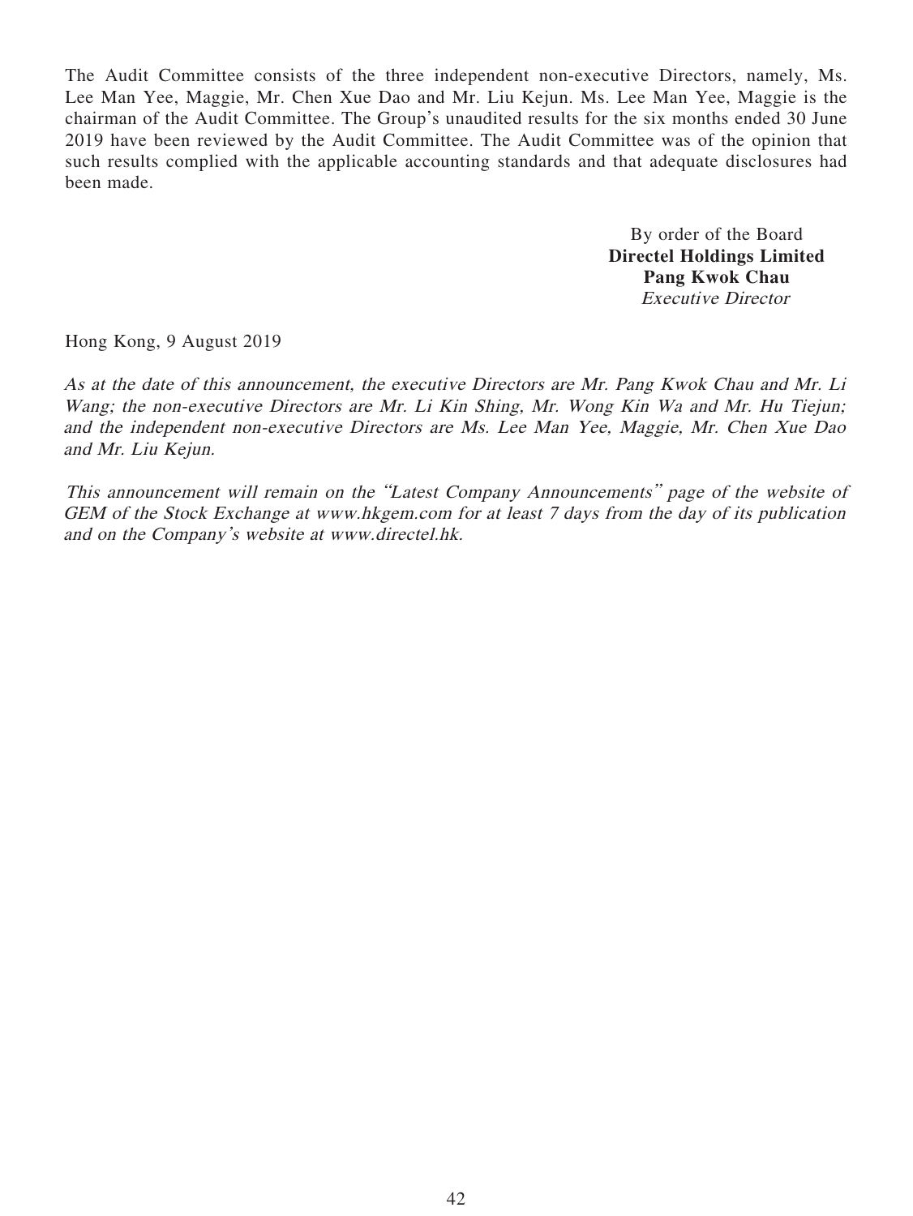The Audit Committee consists of the three independent non-executive Directors, namely, Ms. Lee Man Yee, Maggie, Mr. Chen Xue Dao and Mr. Liu Kejun. Ms. Lee Man Yee, Maggie is the chairman of the Audit Committee. The Group's unaudited results for the six months ended 30 June 2019 have been reviewed by the Audit Committee. The Audit Committee was of the opinion that such results complied with the applicable accounting standards and that adequate disclosures had been made.

By order of the Board
**Directel Holdings Limited**
**Pang Kwok Chau**
*Executive Director*

Hong Kong, 9 August 2019

*As at the date of this announcement, the executive Directors are Mr. Pang Kwok Chau and Mr. Li Wang; the non-executive Directors are Mr. Li Kin Shing, Mr. Wong Kin Wa and Mr. Hu Tiejun; and the independent non-executive Directors are Ms. Lee Man Yee, Maggie, Mr. Chen Xue Dao and Mr. Liu Kejun.*

*This announcement will remain on the "Latest Company Announcements" page of the website of GEM of the Stock Exchange at www.hkgem.com for at least 7 days from the day of its publication and on the Company's website at www.directel.hk.*